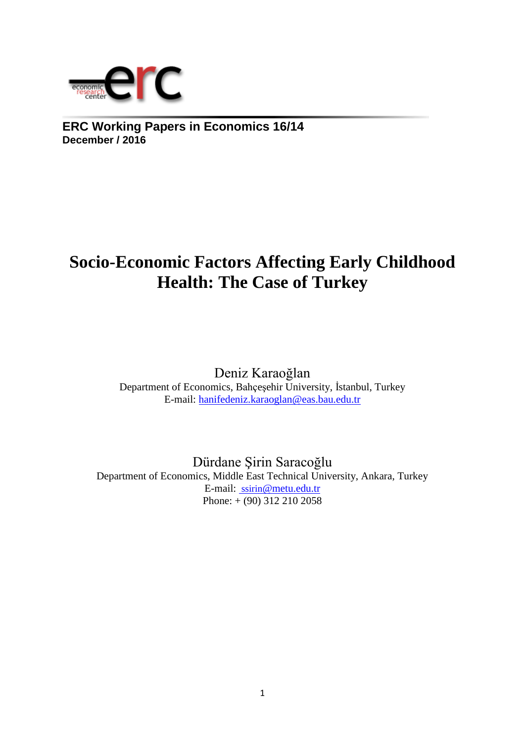**ERC Working Papers in Economics 16/14**
**December / 2016**

# Socio-Economic Factors Affecting Early Childhood Health: The Case of Turkey

Deniz Karaoğlan
Department of Economics, Bahçeşehir University, İstanbul, Turkey
E-mail: hanifedeniz.karaoglan@eas.bau.edu.tr

Dürdane Şirin Saracoğlu
Department of Economics, Middle East Technical University, Ankara, Turkey
E-mail: ssirin@metu.edu.tr
Phone: + (90) 312 210 2058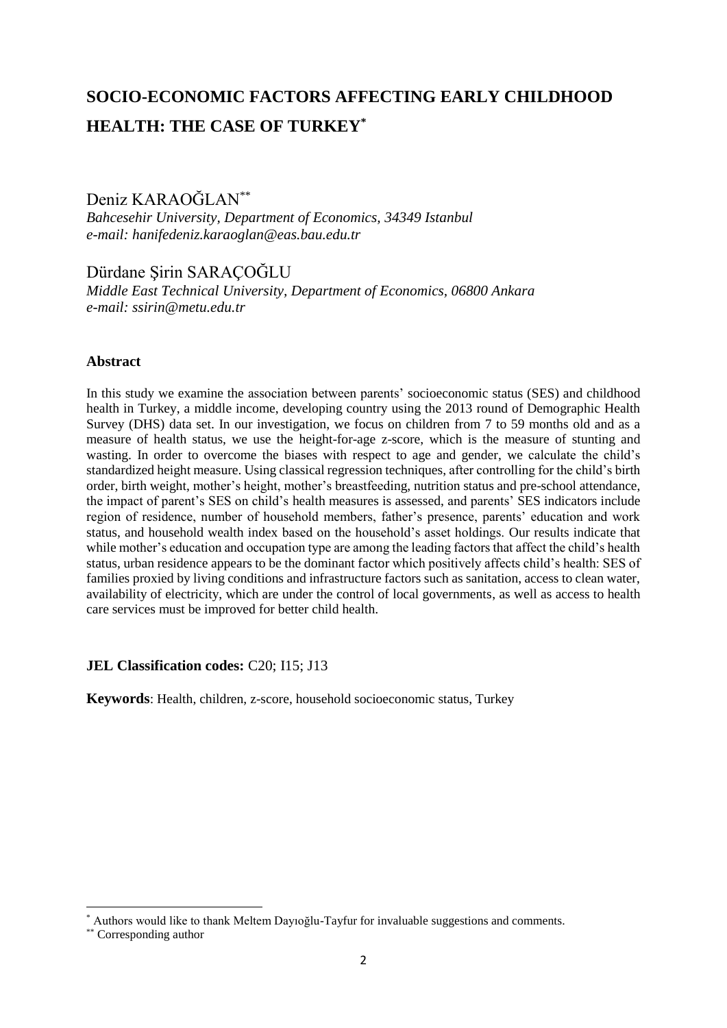# SOCIO-ECONOMIC FACTORS AFFECTING EARLY CHILDHOOD HEALTH: THE CASE OF TURKEY[*]

Deniz KARAOĞLAN[**]

*Bahcesehir University, Department of Economics, 34349 Istanbul*
*e-mail: hanifedeniz.karaoglan@eas.bau.edu.tr*

Dürdane Şirin SARAÇOĞLU

*Middle East Technical University, Department of Economics, 06800 Ankara*
*e-mail: ssirin@metu.edu.tr*

### Abstract

In this study we examine the association between parents' socioeconomic status (SES) and childhood health in Turkey, a middle income, developing country using the 2013 round of Demographic Health Survey (DHS) data set. In our investigation, we focus on children from 7 to 59 months old and as a measure of health status, we use the height-for-age z-score, which is the measure of stunting and wasting. In order to overcome the biases with respect to age and gender, we calculate the child's standardized height measure. Using classical regression techniques, after controlling for the child's birth order, birth weight, mother's height, mother's breastfeeding, nutrition status and pre-school attendance, the impact of parent's SES on child's health measures is assessed, and parents' SES indicators include region of residence, number of household members, father's presence, parents' education and work status, and household wealth index based on the household's asset holdings. Our results indicate that while mother's education and occupation type are among the leading factors that affect the child's health status, urban residence appears to be the dominant factor which positively affects child's health: SES of families proxied by living conditions and infrastructure factors such as sanitation, access to clean water, availability of electricity, which are under the control of local governments, as well as access to health care services must be improved for better child health.

**JEL Classification codes:** C20; I15; J13

**Keywords**: Health, children, z-score, household socioeconomic status, Turkey

---

[*] Authors would like to thank Meltem Dayıoğlu-Tayfur for invaluable suggestions and comments.

[**] Corresponding author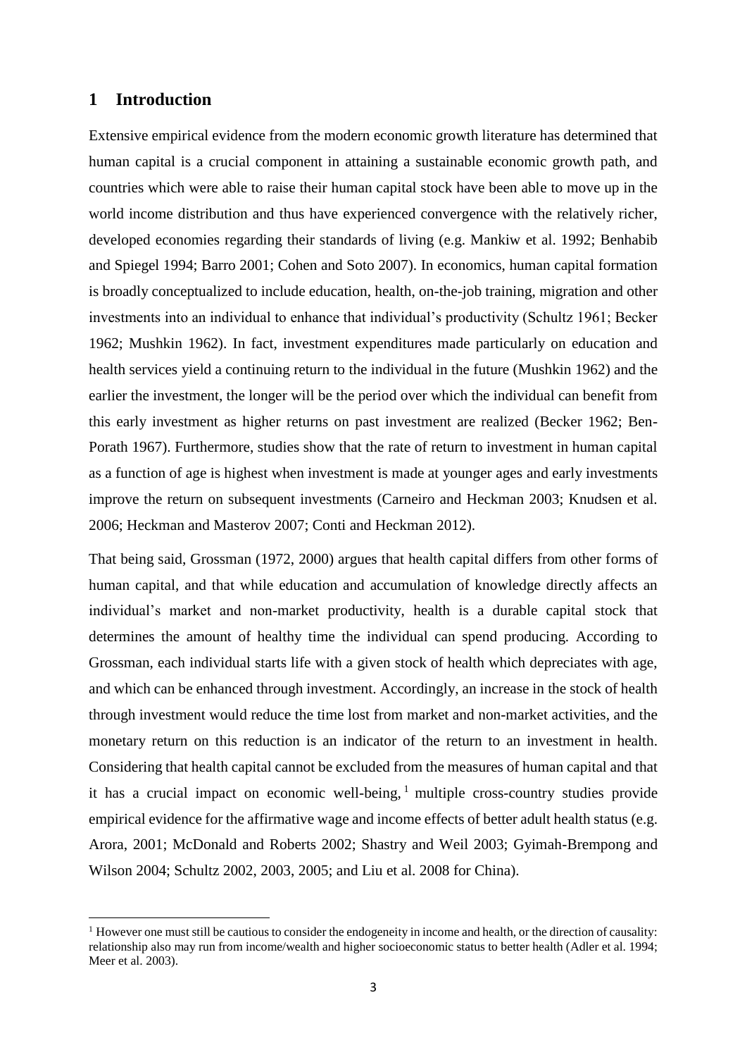## 1 Introduction

Extensive empirical evidence from the modern economic growth literature has determined that human capital is a crucial component in attaining a sustainable economic growth path, and countries which were able to raise their human capital stock have been able to move up in the world income distribution and thus have experienced convergence with the relatively richer, developed economies regarding their standards of living (e.g. Mankiw et al. 1992; Benhabib and Spiegel 1994; Barro 2001; Cohen and Soto 2007). In economics, human capital formation is broadly conceptualized to include education, health, on-the-job training, migration and other investments into an individual to enhance that individual's productivity (Schultz 1961; Becker 1962; Mushkin 1962). In fact, investment expenditures made particularly on education and health services yield a continuing return to the individual in the future (Mushkin 1962) and the earlier the investment, the longer will be the period over which the individual can benefit from this early investment as higher returns on past investment are realized (Becker 1962; Ben-Porath 1967). Furthermore, studies show that the rate of return to investment in human capital as a function of age is highest when investment is made at younger ages and early investments improve the return on subsequent investments (Carneiro and Heckman 2003; Knudsen et al. 2006; Heckman and Masterov 2007; Conti and Heckman 2012).

That being said, Grossman (1972, 2000) argues that health capital differs from other forms of human capital, and that while education and accumulation of knowledge directly affects an individual's market and non-market productivity, health is a durable capital stock that determines the amount of healthy time the individual can spend producing. According to Grossman, each individual starts life with a given stock of health which depreciates with age, and which can be enhanced through investment. Accordingly, an increase in the stock of health through investment would reduce the time lost from market and non-market activities, and the monetary return on this reduction is an indicator of the return to an investment in health. Considering that health capital cannot be excluded from the measures of human capital and that it has a crucial impact on economic well-being,[1] multiple cross-country studies provide empirical evidence for the affirmative wage and income effects of better adult health status (e.g. Arora, 2001; McDonald and Roberts 2002; Shastry and Weil 2003; Gyimah-Brempong and Wilson 2004; Schultz 2002, 2003, 2005; and Liu et al. 2008 for China).

[1] However one must still be cautious to consider the endogeneity in income and health, or the direction of causality: relationship also may run from income/wealth and higher socioeconomic status to better health (Adler et al. 1994; Meer et al. 2003).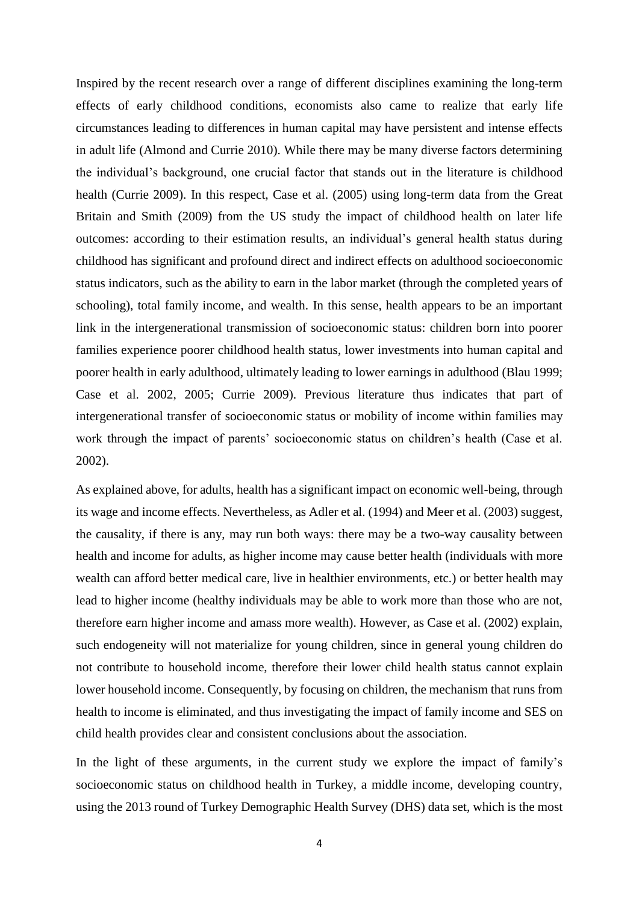Inspired by the recent research over a range of different disciplines examining the long-term effects of early childhood conditions, economists also came to realize that early life circumstances leading to differences in human capital may have persistent and intense effects in adult life (Almond and Currie 2010). While there may be many diverse factors determining the individual's background, one crucial factor that stands out in the literature is childhood health (Currie 2009). In this respect, Case et al. (2005) using long-term data from the Great Britain and Smith (2009) from the US study the impact of childhood health on later life outcomes: according to their estimation results, an individual's general health status during childhood has significant and profound direct and indirect effects on adulthood socioeconomic status indicators, such as the ability to earn in the labor market (through the completed years of schooling), total family income, and wealth. In this sense, health appears to be an important link in the intergenerational transmission of socioeconomic status: children born into poorer families experience poorer childhood health status, lower investments into human capital and poorer health in early adulthood, ultimately leading to lower earnings in adulthood (Blau 1999; Case et al. 2002, 2005; Currie 2009). Previous literature thus indicates that part of intergenerational transfer of socioeconomic status or mobility of income within families may work through the impact of parents' socioeconomic status on children's health (Case et al. 2002).

As explained above, for adults, health has a significant impact on economic well-being, through its wage and income effects. Nevertheless, as Adler et al. (1994) and Meer et al. (2003) suggest, the causality, if there is any, may run both ways: there may be a two-way causality between health and income for adults, as higher income may cause better health (individuals with more wealth can afford better medical care, live in healthier environments, etc.) or better health may lead to higher income (healthy individuals may be able to work more than those who are not, therefore earn higher income and amass more wealth). However, as Case et al. (2002) explain, such endogeneity will not materialize for young children, since in general young children do not contribute to household income, therefore their lower child health status cannot explain lower household income. Consequently, by focusing on children, the mechanism that runs from health to income is eliminated, and thus investigating the impact of family income and SES on child health provides clear and consistent conclusions about the association.

In the light of these arguments, in the current study we explore the impact of family's socioeconomic status on childhood health in Turkey, a middle income, developing country, using the 2013 round of Turkey Demographic Health Survey (DHS) data set, which is the most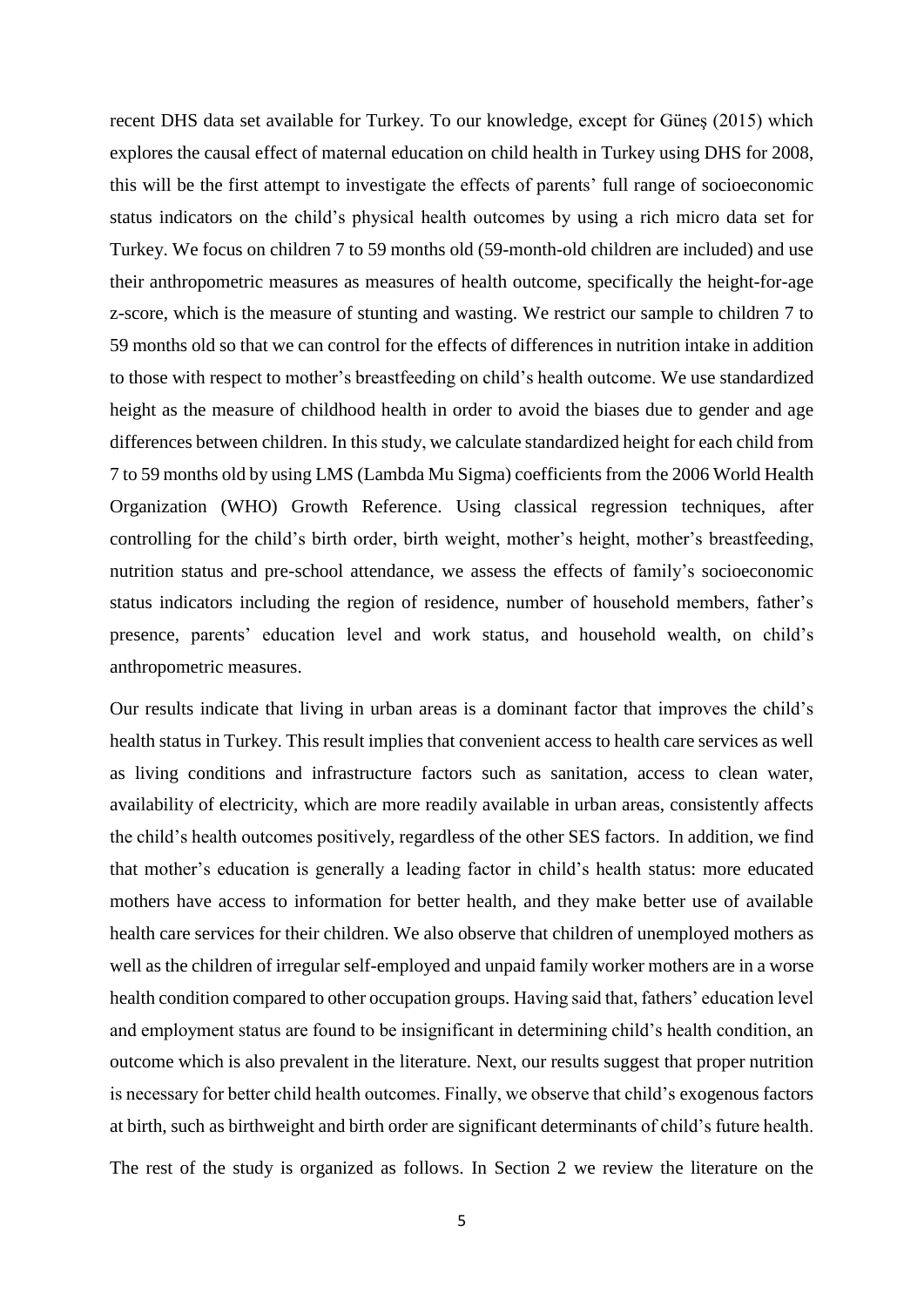recent DHS data set available for Turkey. To our knowledge, except for Güneş (2015) which explores the causal effect of maternal education on child health in Turkey using DHS for 2008, this will be the first attempt to investigate the effects of parents' full range of socioeconomic status indicators on the child's physical health outcomes by using a rich micro data set for Turkey. We focus on children 7 to 59 months old (59-month-old children are included) and use their anthropometric measures as measures of health outcome, specifically the height-for-age z-score, which is the measure of stunting and wasting. We restrict our sample to children 7 to 59 months old so that we can control for the effects of differences in nutrition intake in addition to those with respect to mother's breastfeeding on child's health outcome. We use standardized height as the measure of childhood health in order to avoid the biases due to gender and age differences between children. In this study, we calculate standardized height for each child from 7 to 59 months old by using LMS (Lambda Mu Sigma) coefficients from the 2006 World Health Organization (WHO) Growth Reference. Using classical regression techniques, after controlling for the child's birth order, birth weight, mother's height, mother's breastfeeding, nutrition status and pre-school attendance, we assess the effects of family's socioeconomic status indicators including the region of residence, number of household members, father's presence, parents' education level and work status, and household wealth, on child's anthropometric measures.

Our results indicate that living in urban areas is a dominant factor that improves the child's health status in Turkey. This result implies that convenient access to health care services as well as living conditions and infrastructure factors such as sanitation, access to clean water, availability of electricity, which are more readily available in urban areas, consistently affects the child's health outcomes positively, regardless of the other SES factors. In addition, we find that mother's education is generally a leading factor in child's health status: more educated mothers have access to information for better health, and they make better use of available health care services for their children. We also observe that children of unemployed mothers as well as the children of irregular self-employed and unpaid family worker mothers are in a worse health condition compared to other occupation groups. Having said that, fathers' education level and employment status are found to be insignificant in determining child's health condition, an outcome which is also prevalent in the literature. Next, our results suggest that proper nutrition is necessary for better child health outcomes. Finally, we observe that child's exogenous factors at birth, such as birthweight and birth order are significant determinants of child's future health.

The rest of the study is organized as follows. In Section 2 we review the literature on the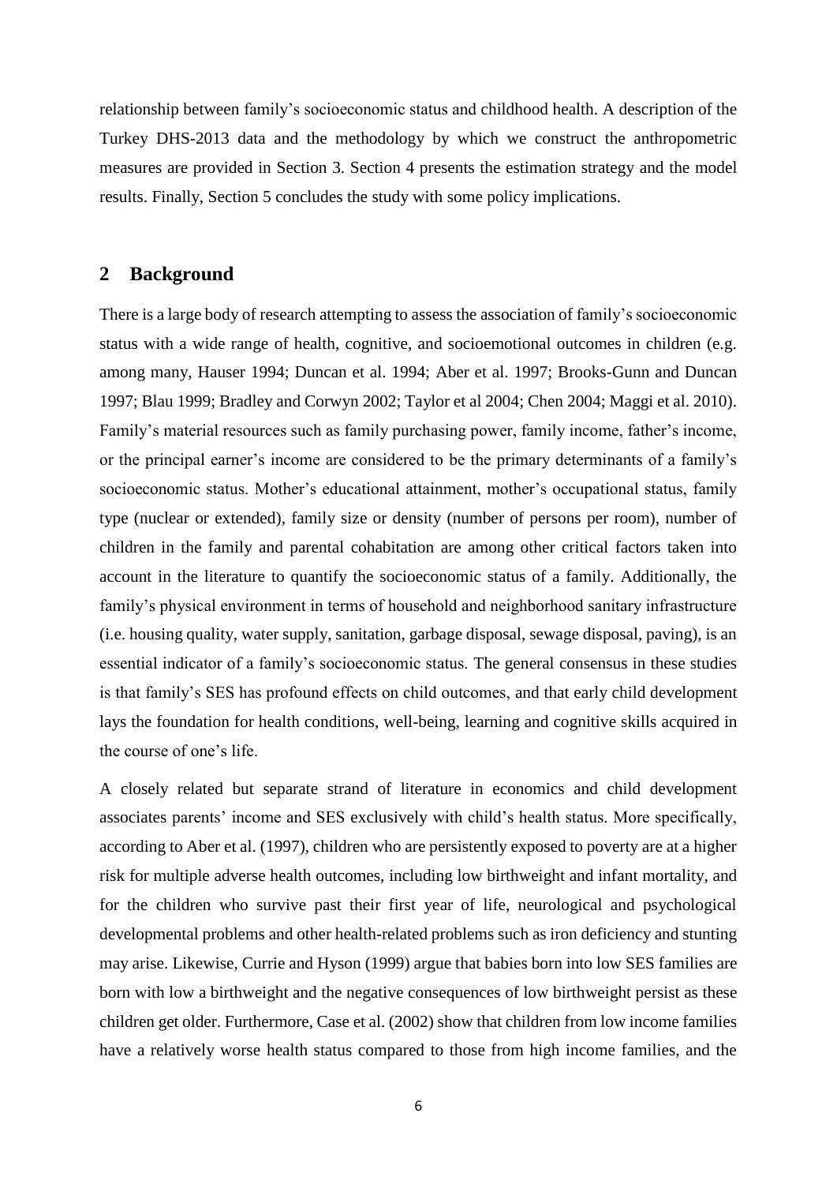relationship between family's socioeconomic status and childhood health. A description of the Turkey DHS-2013 data and the methodology by which we construct the anthropometric measures are provided in Section 3. Section 4 presents the estimation strategy and the model results. Finally, Section 5 concludes the study with some policy implications.

## 2 Background

There is a large body of research attempting to assess the association of family's socioeconomic status with a wide range of health, cognitive, and socioemotional outcomes in children (e.g. among many, Hauser 1994; Duncan et al. 1994; Aber et al. 1997; Brooks-Gunn and Duncan 1997; Blau 1999; Bradley and Corwyn 2002; Taylor et al 2004; Chen 2004; Maggi et al. 2010). Family's material resources such as family purchasing power, family income, father's income, or the principal earner's income are considered to be the primary determinants of a family's socioeconomic status. Mother's educational attainment, mother's occupational status, family type (nuclear or extended), family size or density (number of persons per room), number of children in the family and parental cohabitation are among other critical factors taken into account in the literature to quantify the socioeconomic status of a family. Additionally, the family's physical environment in terms of household and neighborhood sanitary infrastructure (i.e. housing quality, water supply, sanitation, garbage disposal, sewage disposal, paving), is an essential indicator of a family's socioeconomic status. The general consensus in these studies is that family's SES has profound effects on child outcomes, and that early child development lays the foundation for health conditions, well-being, learning and cognitive skills acquired in the course of one's life.

A closely related but separate strand of literature in economics and child development associates parents' income and SES exclusively with child's health status. More specifically, according to Aber et al. (1997), children who are persistently exposed to poverty are at a higher risk for multiple adverse health outcomes, including low birthweight and infant mortality, and for the children who survive past their first year of life, neurological and psychological developmental problems and other health-related problems such as iron deficiency and stunting may arise. Likewise, Currie and Hyson (1999) argue that babies born into low SES families are born with low a birthweight and the negative consequences of low birthweight persist as these children get older. Furthermore, Case et al. (2002) show that children from low income families have a relatively worse health status compared to those from high income families, and the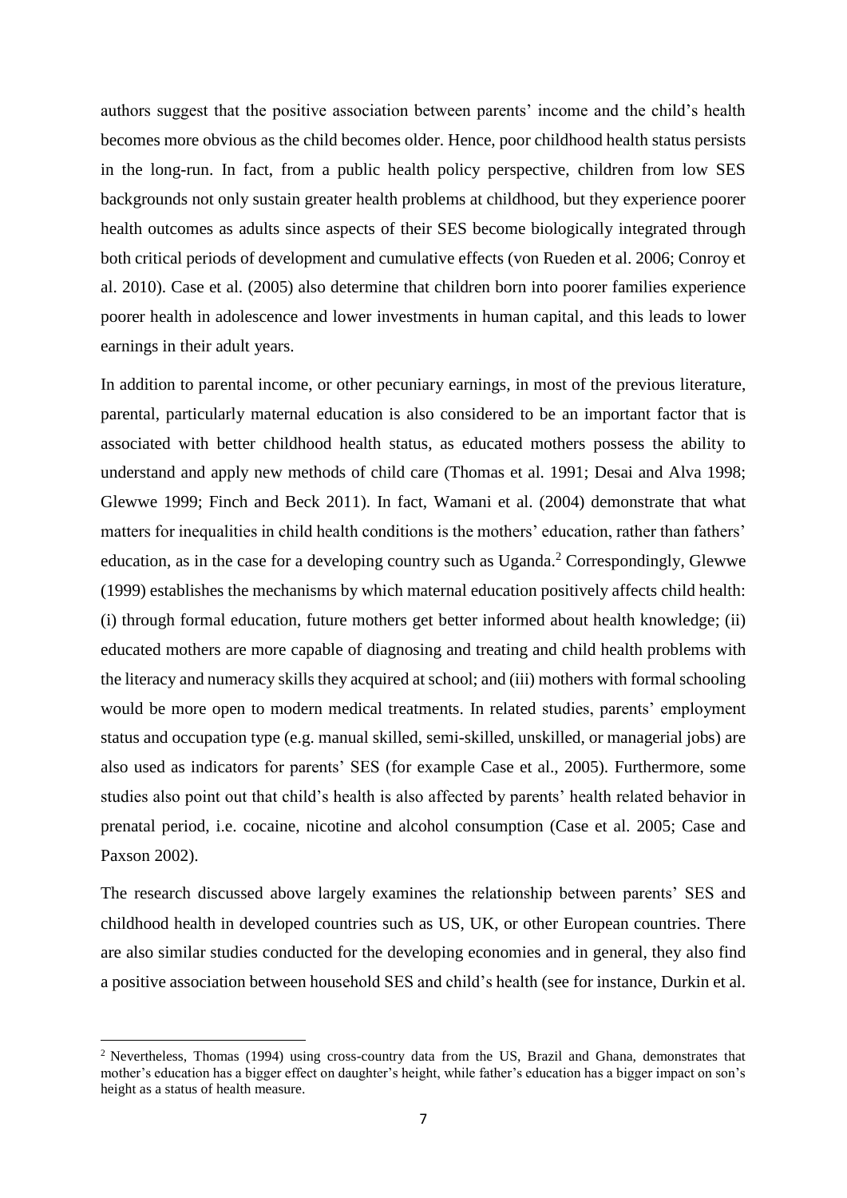authors suggest that the positive association between parents' income and the child's health becomes more obvious as the child becomes older. Hence, poor childhood health status persists in the long-run. In fact, from a public health policy perspective, children from low SES backgrounds not only sustain greater health problems at childhood, but they experience poorer health outcomes as adults since aspects of their SES become biologically integrated through both critical periods of development and cumulative effects (von Rueden et al. 2006; Conroy et al. 2010). Case et al. (2005) also determine that children born into poorer families experience poorer health in adolescence and lower investments in human capital, and this leads to lower earnings in their adult years.

In addition to parental income, or other pecuniary earnings, in most of the previous literature, parental, particularly maternal education is also considered to be an important factor that is associated with better childhood health status, as educated mothers possess the ability to understand and apply new methods of child care (Thomas et al. 1991; Desai and Alva 1998; Glewwe 1999; Finch and Beck 2011). In fact, Wamani et al. (2004) demonstrate that what matters for inequalities in child health conditions is the mothers' education, rather than fathers' education, as in the case for a developing country such as Uganda.[2] Correspondingly, Glewwe (1999) establishes the mechanisms by which maternal education positively affects child health: (i) through formal education, future mothers get better informed about health knowledge; (ii) educated mothers are more capable of diagnosing and treating and child health problems with the literacy and numeracy skills they acquired at school; and (iii) mothers with formal schooling would be more open to modern medical treatments. In related studies, parents' employment status and occupation type (e.g. manual skilled, semi-skilled, unskilled, or managerial jobs) are also used as indicators for parents' SES (for example Case et al., 2005). Furthermore, some studies also point out that child's health is also affected by parents' health related behavior in prenatal period, i.e. cocaine, nicotine and alcohol consumption (Case et al. 2005; Case and Paxson 2002).

The research discussed above largely examines the relationship between parents' SES and childhood health in developed countries such as US, UK, or other European countries. There are also similar studies conducted for the developing economies and in general, they also find a positive association between household SES and child's health (see for instance, Durkin et al.

[2] Nevertheless, Thomas (1994) using cross-country data from the US, Brazil and Ghana, demonstrates that mother's education has a bigger effect on daughter's height, while father's education has a bigger impact on son's height as a status of health measure.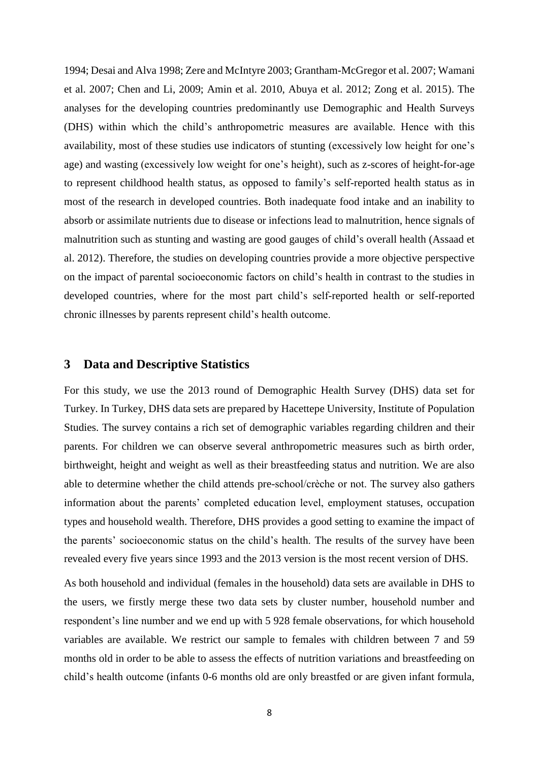1994; Desai and Alva 1998; Zere and McIntyre 2003; Grantham-McGregor et al. 2007; Wamani et al. 2007; Chen and Li, 2009; Amin et al. 2010, Abuya et al. 2012; Zong et al. 2015). The analyses for the developing countries predominantly use Demographic and Health Surveys (DHS) within which the child's anthropometric measures are available. Hence with this availability, most of these studies use indicators of stunting (excessively low height for one's age) and wasting (excessively low weight for one's height), such as z-scores of height-for-age to represent childhood health status, as opposed to family's self-reported health status as in most of the research in developed countries. Both inadequate food intake and an inability to absorb or assimilate nutrients due to disease or infections lead to malnutrition, hence signals of malnutrition such as stunting and wasting are good gauges of child's overall health (Assaad et al. 2012). Therefore, the studies on developing countries provide a more objective perspective on the impact of parental socioeconomic factors on child's health in contrast to the studies in developed countries, where for the most part child's self-reported health or self-reported chronic illnesses by parents represent child's health outcome.

## 3 Data and Descriptive Statistics

For this study, we use the 2013 round of Demographic Health Survey (DHS) data set for Turkey. In Turkey, DHS data sets are prepared by Hacettepe University, Institute of Population Studies. The survey contains a rich set of demographic variables regarding children and their parents. For children we can observe several anthropometric measures such as birth order, birthweight, height and weight as well as their breastfeeding status and nutrition. We are also able to determine whether the child attends pre-school/crèche or not. The survey also gathers information about the parents' completed education level, employment statuses, occupation types and household wealth. Therefore, DHS provides a good setting to examine the impact of the parents' socioeconomic status on the child's health. The results of the survey have been revealed every five years since 1993 and the 2013 version is the most recent version of DHS.

As both household and individual (females in the household) data sets are available in DHS to the users, we firstly merge these two data sets by cluster number, household number and respondent's line number and we end up with 5 928 female observations, for which household variables are available. We restrict our sample to females with children between 7 and 59 months old in order to be able to assess the effects of nutrition variations and breastfeeding on child's health outcome (infants 0-6 months old are only breastfed or are given infant formula,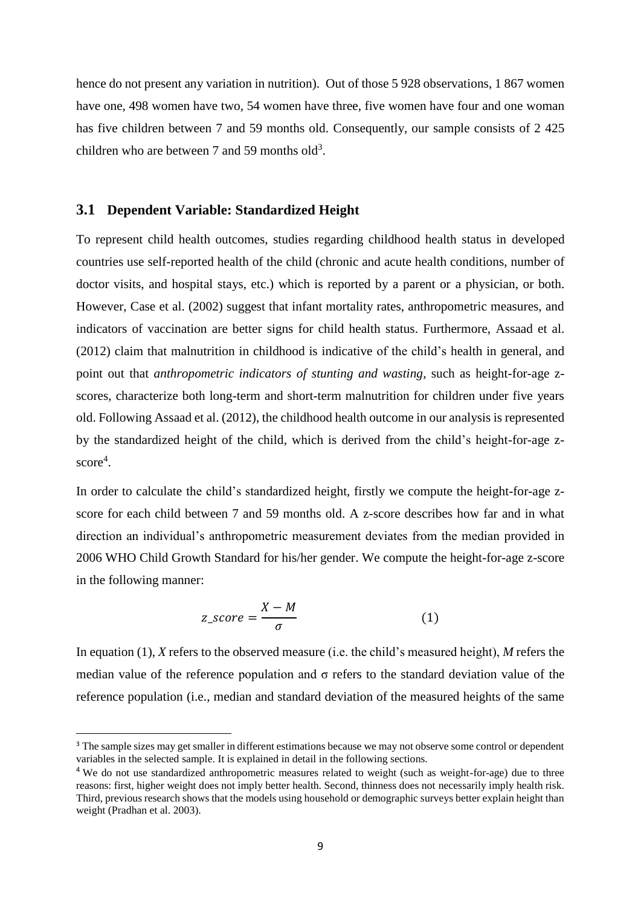hence do not present any variation in nutrition). Out of those 5 928 observations, 1 867 women have one, 498 women have two, 54 women have three, five women have four and one woman has five children between 7 and 59 months old. Consequently, our sample consists of 2 425 children who are between 7 and 59 months old[3].

### 3.1 Dependent Variable: Standardized Height

To represent child health outcomes, studies regarding childhood health status in developed countries use self-reported health of the child (chronic and acute health conditions, number of doctor visits, and hospital stays, etc.) which is reported by a parent or a physician, or both. However, Case et al. (2002) suggest that infant mortality rates, anthropometric measures, and indicators of vaccination are better signs for child health status. Furthermore, Assaad et al. (2012) claim that malnutrition in childhood is indicative of the child's health in general, and point out that *anthropometric indicators of stunting and wasting*, such as height-for-age z-scores, characterize both long-term and short-term malnutrition for children under five years old. Following Assaad et al. (2012), the childhood health outcome in our analysis is represented by the standardized height of the child, which is derived from the child's height-for-age z-score[4].

In order to calculate the child's standardized height, firstly we compute the height-for-age z-score for each child between 7 and 59 months old. A z-score describes how far and in what direction an individual's anthropometric measurement deviates from the median provided in 2006 WHO Child Growth Standard for his/her gender. We compute the height-for-age z-score in the following manner:

$$z\_score = \frac{X - M}{\sigma} \qquad (1)$$

In equation (1), $X$ refers to the observed measure (i.e. the child's measured height), $M$ refers the median value of the reference population and $\sigma$ refers to the standard deviation value of the reference population (i.e., median and standard deviation of the measured heights of the same

---

[3] The sample sizes may get smaller in different estimations because we may not observe some control or dependent variables in the selected sample. It is explained in detail in the following sections.

[4] We do not use standardized anthropometric measures related to weight (such as weight-for-age) due to three reasons: first, higher weight does not imply better health. Second, thinness does not necessarily imply health risk. Third, previous research shows that the models using household or demographic surveys better explain height than weight (Pradhan et al. 2003).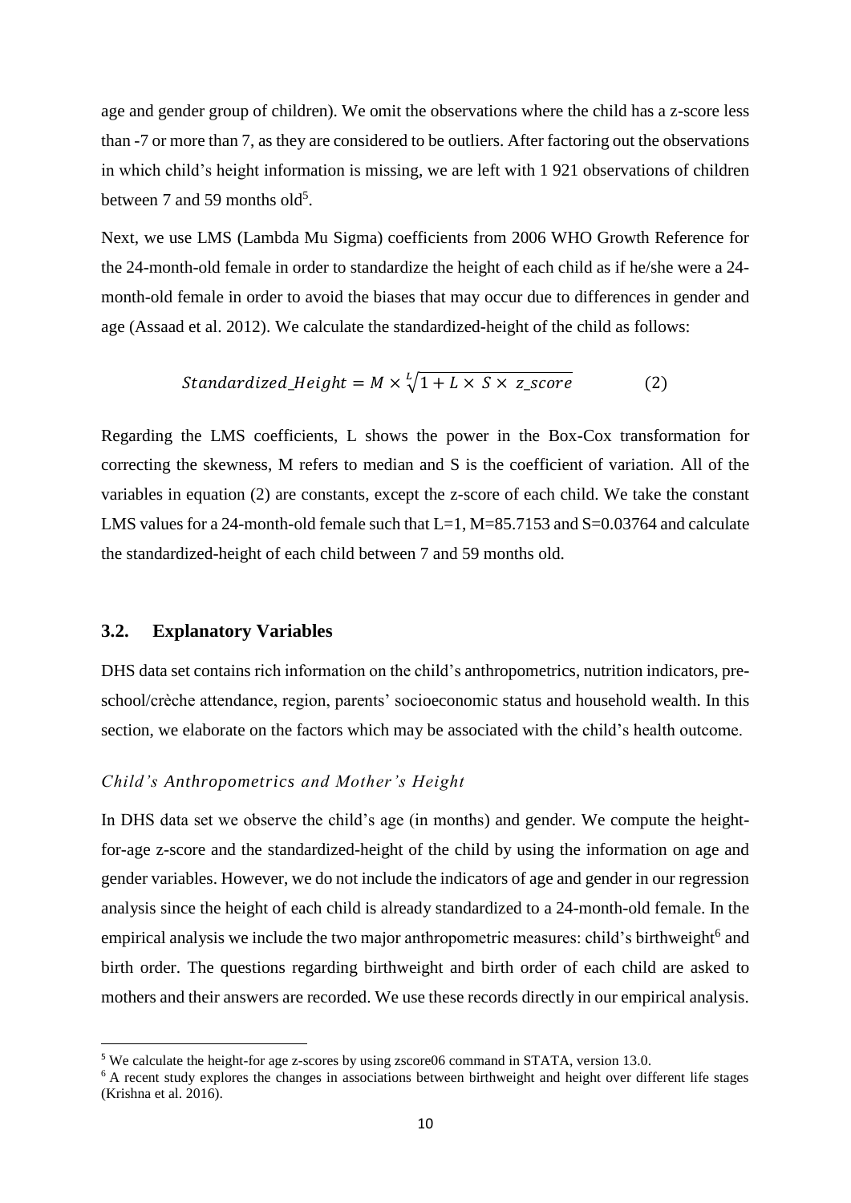age and gender group of children). We omit the observations where the child has a z-score less than -7 or more than 7, as they are considered to be outliers. After factoring out the observations in which child's height information is missing, we are left with 1 921 observations of children between 7 and 59 months old[5].

Next, we use LMS (Lambda Mu Sigma) coefficients from 2006 WHO Growth Reference for the 24-month-old female in order to standardize the height of each child as if he/she were a 24-month-old female in order to avoid the biases that may occur due to differences in gender and age (Assaad et al. 2012). We calculate the standardized-height of the child as follows:

$$Standardized\_Height = M \times \sqrt[L]{1 + L \times S \times z\_score} \qquad (2)$$

Regarding the LMS coefficients, L shows the power in the Box-Cox transformation for correcting the skewness, M refers to median and S is the coefficient of variation. All of the variables in equation (2) are constants, except the z-score of each child. We take the constant LMS values for a 24-month-old female such that L=1, M=85.7153 and S=0.03764 and calculate the standardized-height of each child between 7 and 59 months old.

### 3.2. Explanatory Variables

DHS data set contains rich information on the child's anthropometrics, nutrition indicators, pre-school/crèche attendance, region, parents' socioeconomic status and household wealth. In this section, we elaborate on the factors which may be associated with the child's health outcome.

*Child's Anthropometrics and Mother's Height*

In DHS data set we observe the child's age (in months) and gender. We compute the height-for-age z-score and the standardized-height of the child by using the information on age and gender variables. However, we do not include the indicators of age and gender in our regression analysis since the height of each child is already standardized to a 24-month-old female. In the empirical analysis we include the two major anthropometric measures: child's birthweight[6] and birth order. The questions regarding birthweight and birth order of each child are asked to mothers and their answers are recorded. We use these records directly in our empirical analysis.

---

[5] We calculate the height-for age z-scores by using zscore06 command in STATA, version 13.0.

[6] A recent study explores the changes in associations between birthweight and height over different life stages (Krishna et al. 2016).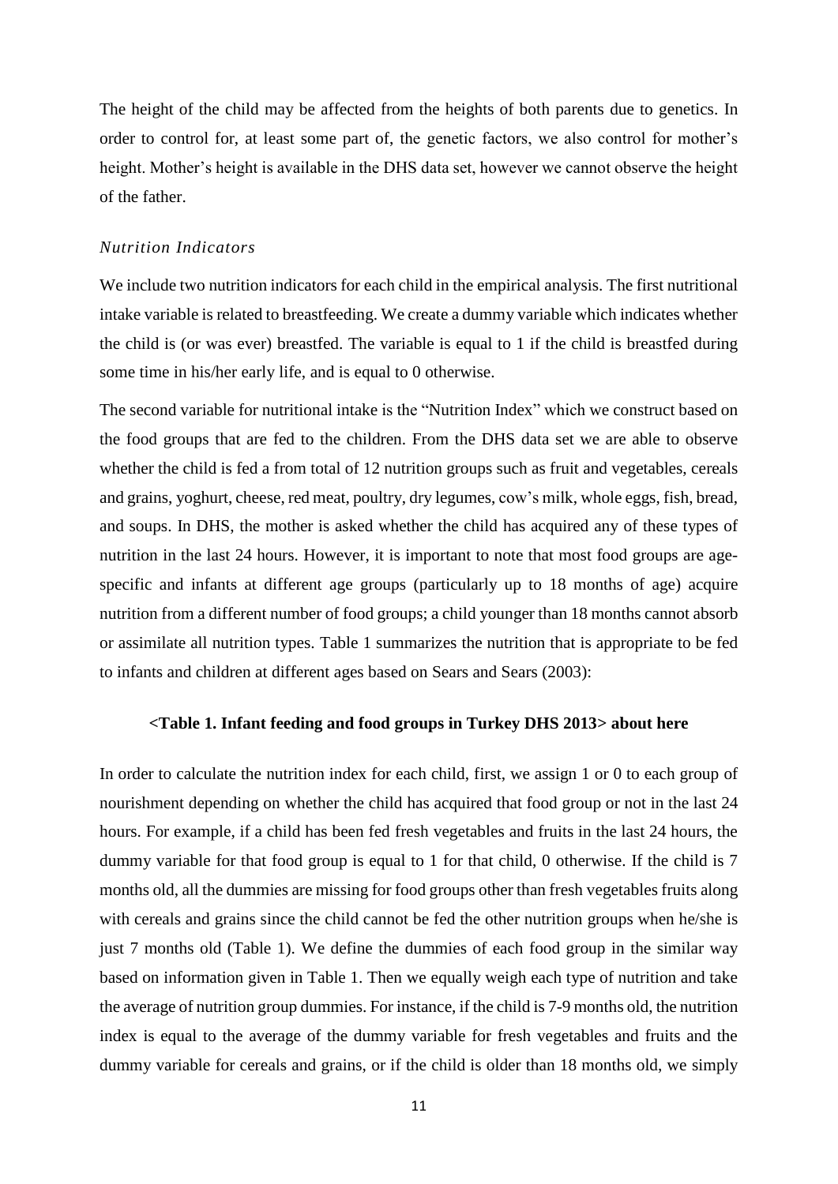The height of the child may be affected from the heights of both parents due to genetics. In order to control for, at least some part of, the genetic factors, we also control for mother's height. Mother's height is available in the DHS data set, however we cannot observe the height of the father.

*Nutrition Indicators*

We include two nutrition indicators for each child in the empirical analysis. The first nutritional intake variable is related to breastfeeding. We create a dummy variable which indicates whether the child is (or was ever) breastfed. The variable is equal to 1 if the child is breastfed during some time in his/her early life, and is equal to 0 otherwise.

The second variable for nutritional intake is the "Nutrition Index" which we construct based on the food groups that are fed to the children. From the DHS data set we are able to observe whether the child is fed a from total of 12 nutrition groups such as fruit and vegetables, cereals and grains, yoghurt, cheese, red meat, poultry, dry legumes, cow's milk, whole eggs, fish, bread, and soups. In DHS, the mother is asked whether the child has acquired any of these types of nutrition in the last 24 hours. However, it is important to note that most food groups are age-specific and infants at different age groups (particularly up to 18 months of age) acquire nutrition from a different number of food groups; a child younger than 18 months cannot absorb or assimilate all nutrition types. Table 1 summarizes the nutrition that is appropriate to be fed to infants and children at different ages based on Sears and Sears (2003):

**<Table 1. Infant feeding and food groups in Turkey DHS 2013> about here**

In order to calculate the nutrition index for each child, first, we assign 1 or 0 to each group of nourishment depending on whether the child has acquired that food group or not in the last 24 hours. For example, if a child has been fed fresh vegetables and fruits in the last 24 hours, the dummy variable for that food group is equal to 1 for that child, 0 otherwise. If the child is 7 months old, all the dummies are missing for food groups other than fresh vegetables fruits along with cereals and grains since the child cannot be fed the other nutrition groups when he/she is just 7 months old (Table 1). We define the dummies of each food group in the similar way based on information given in Table 1. Then we equally weigh each type of nutrition and take the average of nutrition group dummies. For instance, if the child is 7-9 months old, the nutrition index is equal to the average of the dummy variable for fresh vegetables and fruits and the dummy variable for cereals and grains, or if the child is older than 18 months old, we simply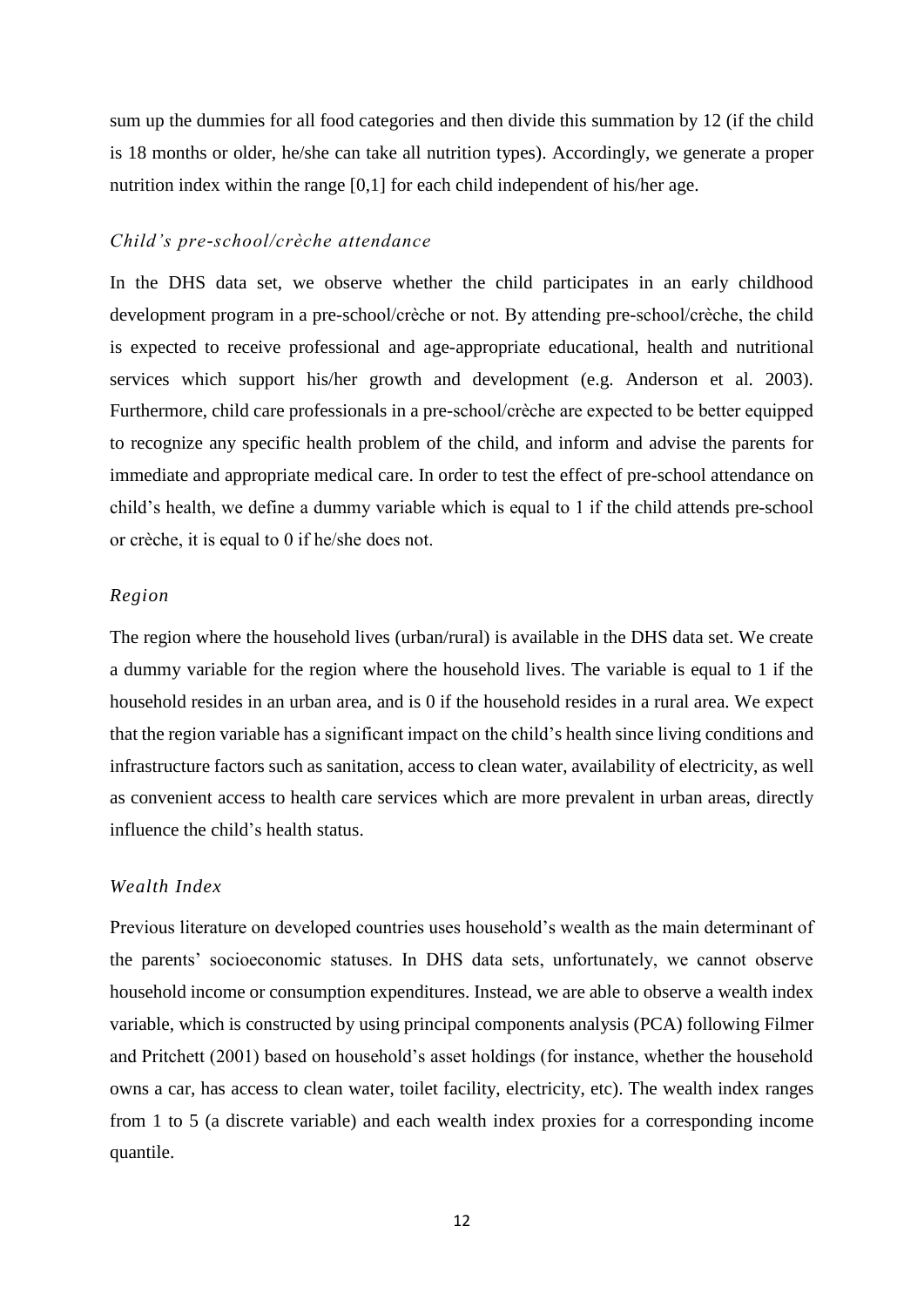sum up the dummies for all food categories and then divide this summation by 12 (if the child is 18 months or older, he/she can take all nutrition types). Accordingly, we generate a proper nutrition index within the range [0,1] for each child independent of his/her age.

### *Child's pre-school/crèche attendance*

In the DHS data set, we observe whether the child participates in an early childhood development program in a pre-school/crèche or not. By attending pre-school/crèche, the child is expected to receive professional and age-appropriate educational, health and nutritional services which support his/her growth and development (e.g. Anderson et al. 2003). Furthermore, child care professionals in a pre-school/crèche are expected to be better equipped to recognize any specific health problem of the child, and inform and advise the parents for immediate and appropriate medical care. In order to test the effect of pre-school attendance on child's health, we define a dummy variable which is equal to 1 if the child attends pre-school or crèche, it is equal to 0 if he/she does not.

### *Region*

The region where the household lives (urban/rural) is available in the DHS data set. We create a dummy variable for the region where the household lives. The variable is equal to 1 if the household resides in an urban area, and is 0 if the household resides in a rural area. We expect that the region variable has a significant impact on the child's health since living conditions and infrastructure factors such as sanitation, access to clean water, availability of electricity, as well as convenient access to health care services which are more prevalent in urban areas, directly influence the child's health status.

### *Wealth Index*

Previous literature on developed countries uses household's wealth as the main determinant of the parents' socioeconomic statuses. In DHS data sets, unfortunately, we cannot observe household income or consumption expenditures. Instead, we are able to observe a wealth index variable, which is constructed by using principal components analysis (PCA) following Filmer and Pritchett (2001) based on household's asset holdings (for instance, whether the household owns a car, has access to clean water, toilet facility, electricity, etc). The wealth index ranges from 1 to 5 (a discrete variable) and each wealth index proxies for a corresponding income quantile.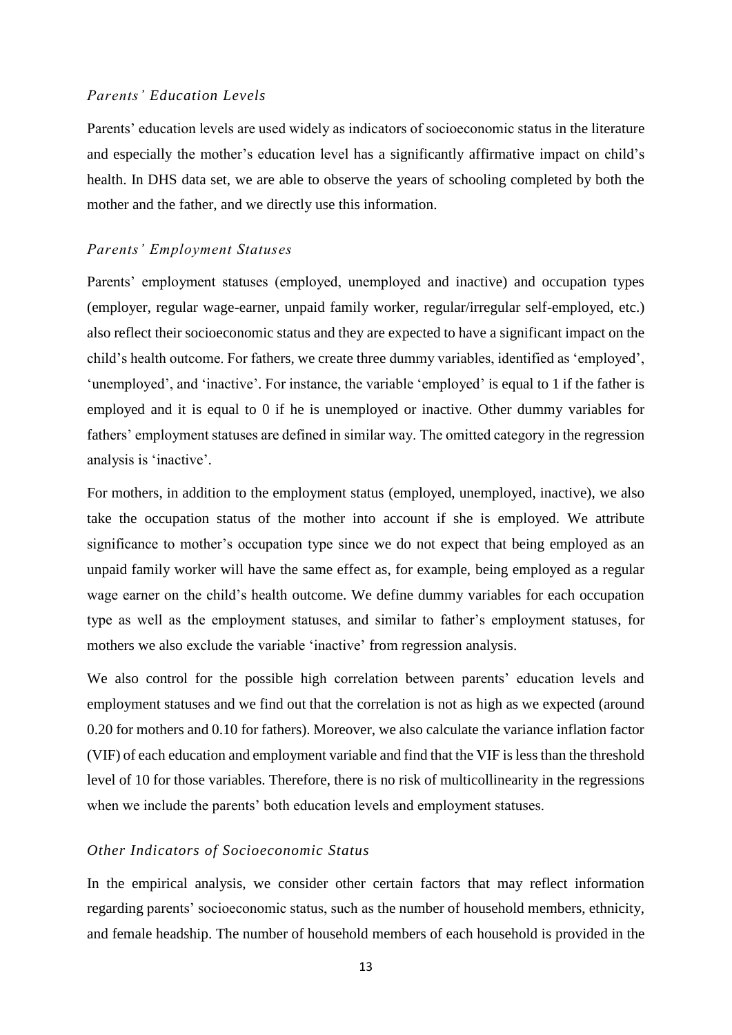### *Parents' Education Levels*

Parents' education levels are used widely as indicators of socioeconomic status in the literature and especially the mother's education level has a significantly affirmative impact on child's health. In DHS data set, we are able to observe the years of schooling completed by both the mother and the father, and we directly use this information.

### *Parents' Employment Statuses*

Parents' employment statuses (employed, unemployed and inactive) and occupation types (employer, regular wage-earner, unpaid family worker, regular/irregular self-employed, etc.) also reflect their socioeconomic status and they are expected to have a significant impact on the child's health outcome. For fathers, we create three dummy variables, identified as 'employed', 'unemployed', and 'inactive'. For instance, the variable 'employed' is equal to 1 if the father is employed and it is equal to 0 if he is unemployed or inactive. Other dummy variables for fathers' employment statuses are defined in similar way. The omitted category in the regression analysis is 'inactive'.

For mothers, in addition to the employment status (employed, unemployed, inactive), we also take the occupation status of the mother into account if she is employed. We attribute significance to mother's occupation type since we do not expect that being employed as an unpaid family worker will have the same effect as, for example, being employed as a regular wage earner on the child's health outcome. We define dummy variables for each occupation type as well as the employment statuses, and similar to father's employment statuses, for mothers we also exclude the variable 'inactive' from regression analysis.

We also control for the possible high correlation between parents' education levels and employment statuses and we find out that the correlation is not as high as we expected (around 0.20 for mothers and 0.10 for fathers). Moreover, we also calculate the variance inflation factor (VIF) of each education and employment variable and find that the VIF is less than the threshold level of 10 for those variables. Therefore, there is no risk of multicollinearity in the regressions when we include the parents' both education levels and employment statuses.

### *Other Indicators of Socioeconomic Status*

In the empirical analysis, we consider other certain factors that may reflect information regarding parents' socioeconomic status, such as the number of household members, ethnicity, and female headship. The number of household members of each household is provided in the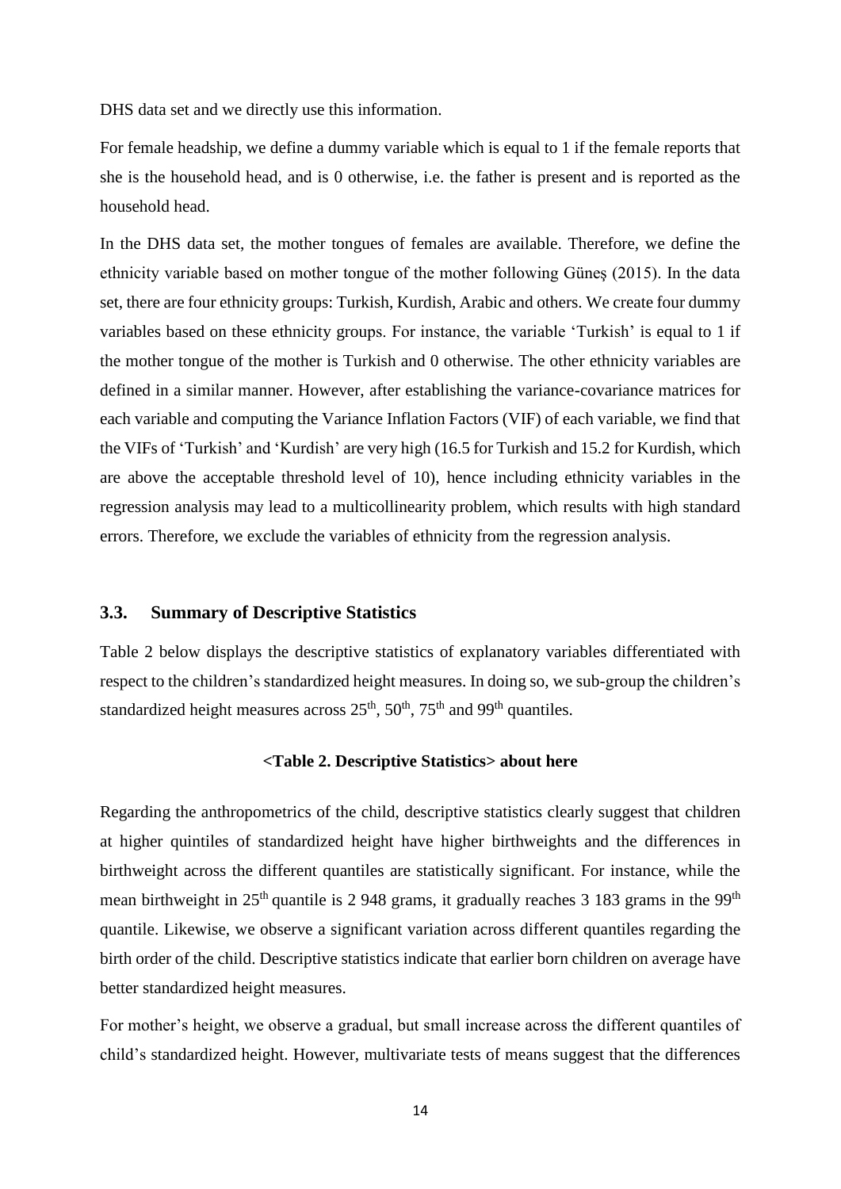DHS data set and we directly use this information.

For female headship, we define a dummy variable which is equal to 1 if the female reports that she is the household head, and is 0 otherwise, i.e. the father is present and is reported as the household head.

In the DHS data set, the mother tongues of females are available. Therefore, we define the ethnicity variable based on mother tongue of the mother following Güneş (2015). In the data set, there are four ethnicity groups: Turkish, Kurdish, Arabic and others. We create four dummy variables based on these ethnicity groups. For instance, the variable 'Turkish' is equal to 1 if the mother tongue of the mother is Turkish and 0 otherwise. The other ethnicity variables are defined in a similar manner. However, after establishing the variance-covariance matrices for each variable and computing the Variance Inflation Factors (VIF) of each variable, we find that the VIFs of 'Turkish' and 'Kurdish' are very high (16.5 for Turkish and 15.2 for Kurdish, which are above the acceptable threshold level of 10), hence including ethnicity variables in the regression analysis may lead to a multicollinearity problem, which results with high standard errors. Therefore, we exclude the variables of ethnicity from the regression analysis.

### 3.3. Summary of Descriptive Statistics

Table 2 below displays the descriptive statistics of explanatory variables differentiated with respect to the children's standardized height measures. In doing so, we sub-group the children's standardized height measures across 25th, 50th, 75th and 99th quantiles.

**<Table 2. Descriptive Statistics> about here**

Regarding the anthropometrics of the child, descriptive statistics clearly suggest that children at higher quintiles of standardized height have higher birthweights and the differences in birthweight across the different quantiles are statistically significant. For instance, while the mean birthweight in 25th quantile is 2 948 grams, it gradually reaches 3 183 grams in the 99th quantile. Likewise, we observe a significant variation across different quantiles regarding the birth order of the child. Descriptive statistics indicate that earlier born children on average have better standardized height measures.

For mother's height, we observe a gradual, but small increase across the different quantiles of child's standardized height. However, multivariate tests of means suggest that the differences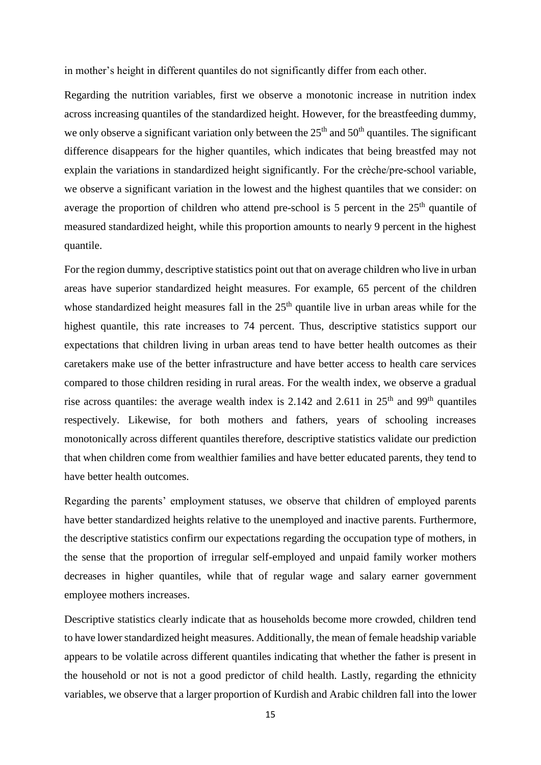in mother's height in different quantiles do not significantly differ from each other.

Regarding the nutrition variables, first we observe a monotonic increase in nutrition index across increasing quantiles of the standardized height. However, for the breastfeeding dummy, we only observe a significant variation only between the 25th and 50th quantiles. The significant difference disappears for the higher quantiles, which indicates that being breastfed may not explain the variations in standardized height significantly. For the crèche/pre-school variable, we observe a significant variation in the lowest and the highest quantiles that we consider: on average the proportion of children who attend pre-school is 5 percent in the 25th quantile of measured standardized height, while this proportion amounts to nearly 9 percent in the highest quantile.

For the region dummy, descriptive statistics point out that on average children who live in urban areas have superior standardized height measures. For example, 65 percent of the children whose standardized height measures fall in the 25th quantile live in urban areas while for the highest quantile, this rate increases to 74 percent. Thus, descriptive statistics support our expectations that children living in urban areas tend to have better health outcomes as their caretakers make use of the better infrastructure and have better access to health care services compared to those children residing in rural areas. For the wealth index, we observe a gradual rise across quantiles: the average wealth index is 2.142 and 2.611 in 25th and 99th quantiles respectively. Likewise, for both mothers and fathers, years of schooling increases monotonically across different quantiles therefore, descriptive statistics validate our prediction that when children come from wealthier families and have better educated parents, they tend to have better health outcomes.

Regarding the parents' employment statuses, we observe that children of employed parents have better standardized heights relative to the unemployed and inactive parents. Furthermore, the descriptive statistics confirm our expectations regarding the occupation type of mothers, in the sense that the proportion of irregular self-employed and unpaid family worker mothers decreases in higher quantiles, while that of regular wage and salary earner government employee mothers increases.

Descriptive statistics clearly indicate that as households become more crowded, children tend to have lower standardized height measures. Additionally, the mean of female headship variable appears to be volatile across different quantiles indicating that whether the father is present in the household or not is not a good predictor of child health. Lastly, regarding the ethnicity variables, we observe that a larger proportion of Kurdish and Arabic children fall into the lower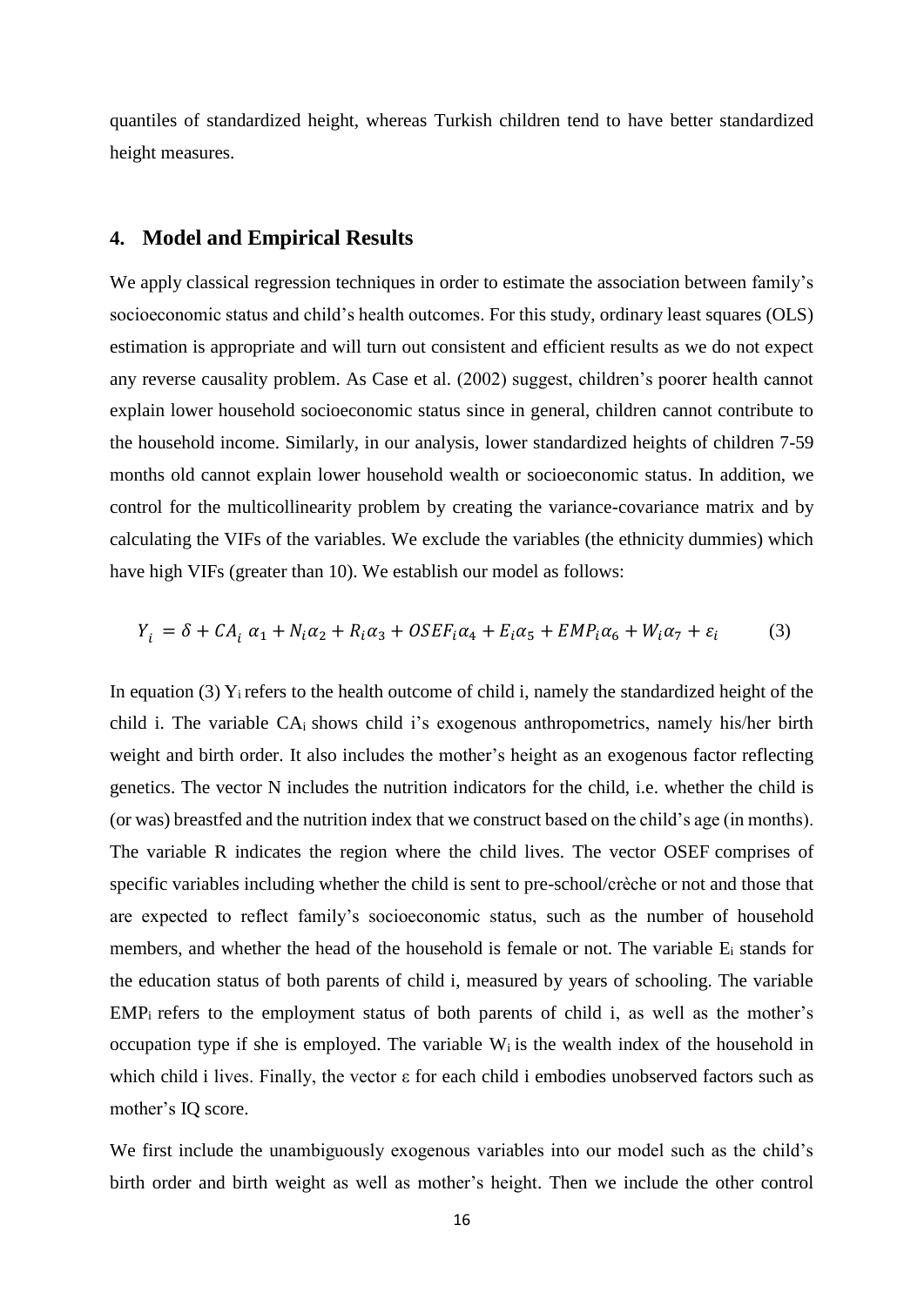quantiles of standardized height, whereas Turkish children tend to have better standardized height measures.

## 4. Model and Empirical Results

We apply classical regression techniques in order to estimate the association between family's socioeconomic status and child's health outcomes. For this study, ordinary least squares (OLS) estimation is appropriate and will turn out consistent and efficient results as we do not expect any reverse causality problem. As Case et al. (2002) suggest, children's poorer health cannot explain lower household socioeconomic status since in general, children cannot contribute to the household income. Similarly, in our analysis, lower standardized heights of children 7-59 months old cannot explain lower household wealth or socioeconomic status. In addition, we control for the multicollinearity problem by creating the variance-covariance matrix and by calculating the VIFs of the variables. We exclude the variables (the ethnicity dummies) which have high VIFs (greater than 10). We establish our model as follows:

$$Y_i = \delta + CA_i \alpha_1 + N_i \alpha_2 + R_i \alpha_3 + OSEF_i \alpha_4 + E_i \alpha_5 + EMP_i \alpha_6 + W_i \alpha_7 + \varepsilon_i \qquad (3)$$

In equation (3) $Y_i$ refers to the health outcome of child i, namely the standardized height of the child i. The variable $CA_i$ shows child i's exogenous anthropometrics, namely his/her birth weight and birth order. It also includes the mother's height as an exogenous factor reflecting genetics. The vector N includes the nutrition indicators for the child, i.e. whether the child is (or was) breastfed and the nutrition index that we construct based on the child's age (in months). The variable R indicates the region where the child lives. The vector OSEF comprises of specific variables including whether the child is sent to pre-school/crèche or not and those that are expected to reflect family's socioeconomic status, such as the number of household members, and whether the head of the household is female or not. The variable $E_i$ stands for the education status of both parents of child i, measured by years of schooling. The variable $EMP_i$ refers to the employment status of both parents of child i, as well as the mother's occupation type if she is employed. The variable $W_i$ is the wealth index of the household in which child i lives. Finally, the vector $\varepsilon$ for each child i embodies unobserved factors such as mother's IQ score.

We first include the unambiguously exogenous variables into our model such as the child's birth order and birth weight as well as mother's height. Then we include the other control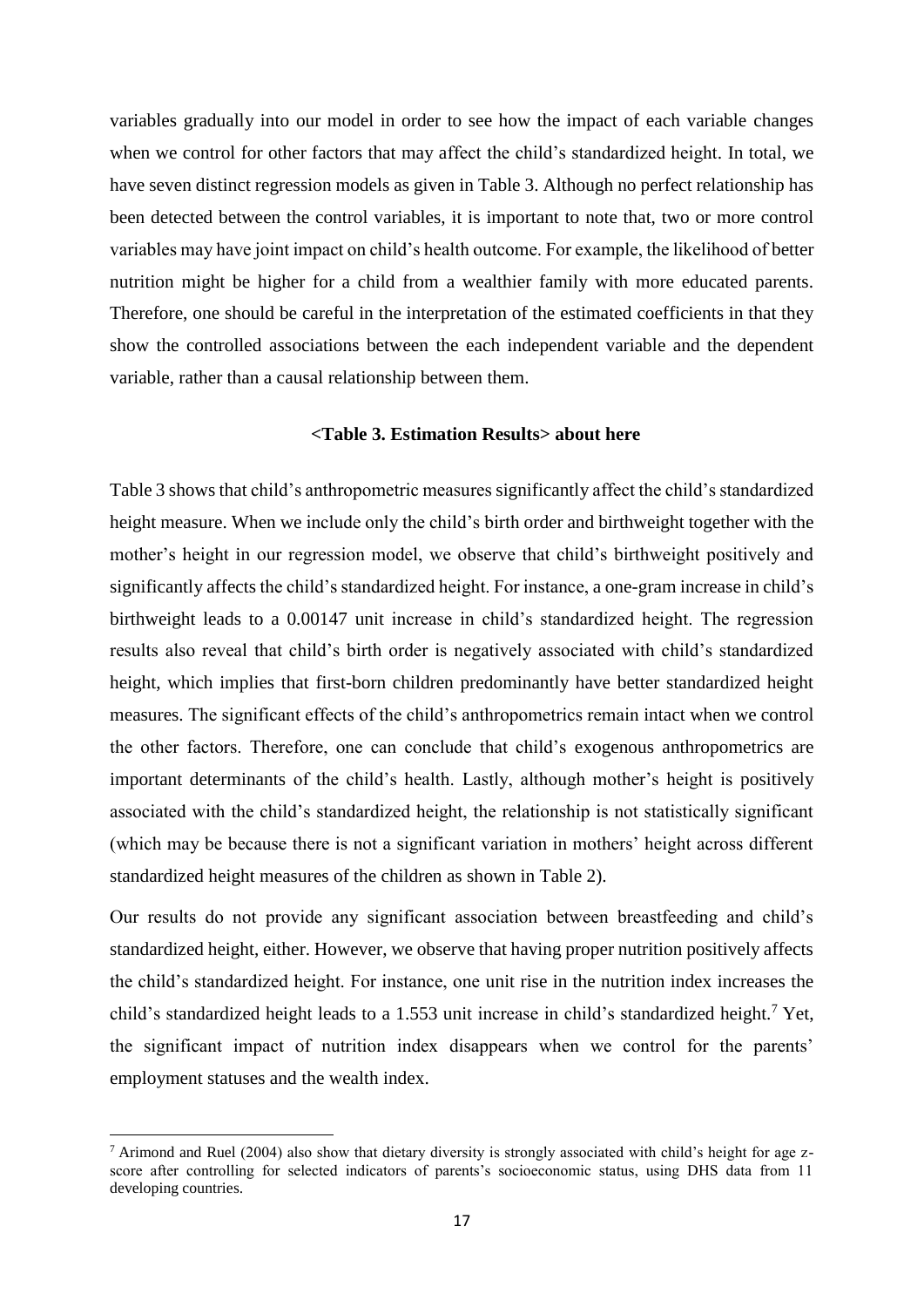variables gradually into our model in order to see how the impact of each variable changes when we control for other factors that may affect the child's standardized height. In total, we have seven distinct regression models as given in Table 3. Although no perfect relationship has been detected between the control variables, it is important to note that, two or more control variables may have joint impact on child's health outcome. For example, the likelihood of better nutrition might be higher for a child from a wealthier family with more educated parents. Therefore, one should be careful in the interpretation of the estimated coefficients in that they show the controlled associations between the each independent variable and the dependent variable, rather than a causal relationship between them.

**<Table 3. Estimation Results> about here**

Table 3 shows that child's anthropometric measures significantly affect the child's standardized height measure. When we include only the child's birth order and birthweight together with the mother's height in our regression model, we observe that child's birthweight positively and significantly affects the child's standardized height. For instance, a one-gram increase in child's birthweight leads to a 0.00147 unit increase in child's standardized height. The regression results also reveal that child's birth order is negatively associated with child's standardized height, which implies that first-born children predominantly have better standardized height measures. The significant effects of the child's anthropometrics remain intact when we control the other factors. Therefore, one can conclude that child's exogenous anthropometrics are important determinants of the child's health. Lastly, although mother's height is positively associated with the child's standardized height, the relationship is not statistically significant (which may be because there is not a significant variation in mothers' height across different standardized height measures of the children as shown in Table 2).

Our results do not provide any significant association between breastfeeding and child's standardized height, either. However, we observe that having proper nutrition positively affects the child's standardized height. For instance, one unit rise in the nutrition index increases the child's standardized height leads to a 1.553 unit increase in child's standardized height.[7] Yet, the significant impact of nutrition index disappears when we control for the parents' employment statuses and the wealth index.

[7] Arimond and Ruel (2004) also show that dietary diversity is strongly associated with child's height for age z-score after controlling for selected indicators of parents's socioeconomic status, using DHS data from 11 developing countries.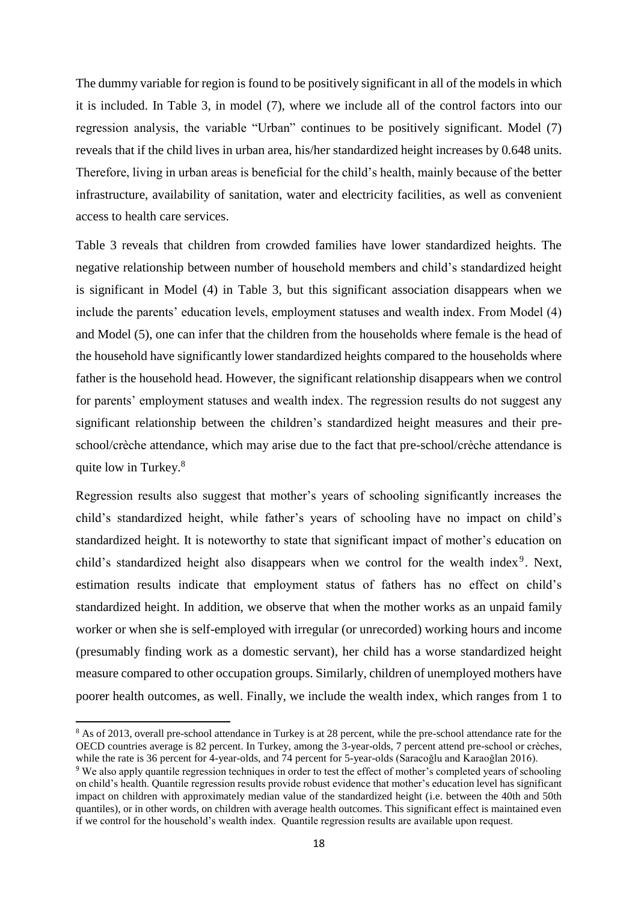The dummy variable for region is found to be positively significant in all of the models in which it is included. In Table 3, in model (7), where we include all of the control factors into our regression analysis, the variable "Urban" continues to be positively significant. Model (7) reveals that if the child lives in urban area, his/her standardized height increases by 0.648 units. Therefore, living in urban areas is beneficial for the child's health, mainly because of the better infrastructure, availability of sanitation, water and electricity facilities, as well as convenient access to health care services.

Table 3 reveals that children from crowded families have lower standardized heights. The negative relationship between number of household members and child's standardized height is significant in Model (4) in Table 3, but this significant association disappears when we include the parents' education levels, employment statuses and wealth index. From Model (4) and Model (5), one can infer that the children from the households where female is the head of the household have significantly lower standardized heights compared to the households where father is the household head. However, the significant relationship disappears when we control for parents' employment statuses and wealth index. The regression results do not suggest any significant relationship between the children's standardized height measures and their pre-school/crèche attendance, which may arise due to the fact that pre-school/crèche attendance is quite low in Turkey.[8]

Regression results also suggest that mother's years of schooling significantly increases the child's standardized height, while father's years of schooling have no impact on child's standardized height. It is noteworthy to state that significant impact of mother's education on child's standardized height also disappears when we control for the wealth index[9]. Next, estimation results indicate that employment status of fathers has no effect on child's standardized height. In addition, we observe that when the mother works as an unpaid family worker or when she is self-employed with irregular (or unrecorded) working hours and income (presumably finding work as a domestic servant), her child has a worse standardized height measure compared to other occupation groups. Similarly, children of unemployed mothers have poorer health outcomes, as well. Finally, we include the wealth index, which ranges from 1 to

[8] As of 2013, overall pre-school attendance in Turkey is at 28 percent, while the pre-school attendance rate for the OECD countries average is 82 percent. In Turkey, among the 3-year-olds, 7 percent attend pre-school or crèches, while the rate is 36 percent for 4-year-olds, and 74 percent for 5-year-olds (Saracoğlu and Karaoğlan 2016).

[9] We also apply quantile regression techniques in order to test the effect of mother's completed years of schooling on child's health. Quantile regression results provide robust evidence that mother's education level has significant impact on children with approximately median value of the standardized height (i.e. between the 40th and 50th quantiles), or in other words, on children with average health outcomes. This significant effect is maintained even if we control for the household's wealth index. Quantile regression results are available upon request.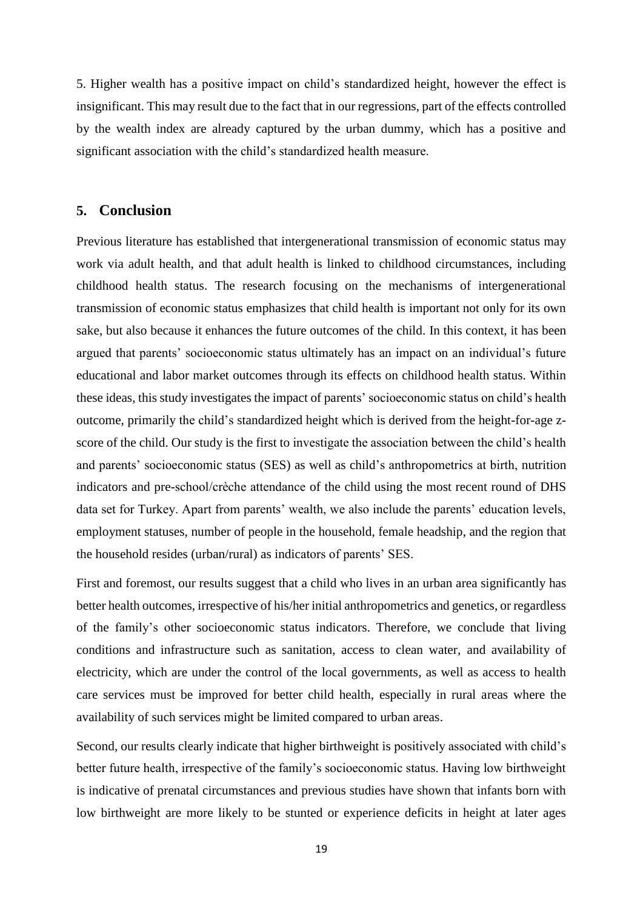5. Higher wealth has a positive impact on child's standardized height, however the effect is insignificant. This may result due to the fact that in our regressions, part of the effects controlled by the wealth index are already captured by the urban dummy, which has a positive and significant association with the child's standardized health measure.

## 5. Conclusion

Previous literature has established that intergenerational transmission of economic status may work via adult health, and that adult health is linked to childhood circumstances, including childhood health status. The research focusing on the mechanisms of intergenerational transmission of economic status emphasizes that child health is important not only for its own sake, but also because it enhances the future outcomes of the child. In this context, it has been argued that parents' socioeconomic status ultimately has an impact on an individual's future educational and labor market outcomes through its effects on childhood health status. Within these ideas, this study investigates the impact of parents' socioeconomic status on child's health outcome, primarily the child's standardized height which is derived from the height-for-age z-score of the child. Our study is the first to investigate the association between the child's health and parents' socioeconomic status (SES) as well as child's anthropometrics at birth, nutrition indicators and pre-school/crèche attendance of the child using the most recent round of DHS data set for Turkey. Apart from parents' wealth, we also include the parents' education levels, employment statuses, number of people in the household, female headship, and the region that the household resides (urban/rural) as indicators of parents' SES.

First and foremost, our results suggest that a child who lives in an urban area significantly has better health outcomes, irrespective of his/her initial anthropometrics and genetics, or regardless of the family's other socioeconomic status indicators. Therefore, we conclude that living conditions and infrastructure such as sanitation, access to clean water, and availability of electricity, which are under the control of the local governments, as well as access to health care services must be improved for better child health, especially in rural areas where the availability of such services might be limited compared to urban areas.

Second, our results clearly indicate that higher birthweight is positively associated with child's better future health, irrespective of the family's socioeconomic status. Having low birthweight is indicative of prenatal circumstances and previous studies have shown that infants born with low birthweight are more likely to be stunted or experience deficits in height at later ages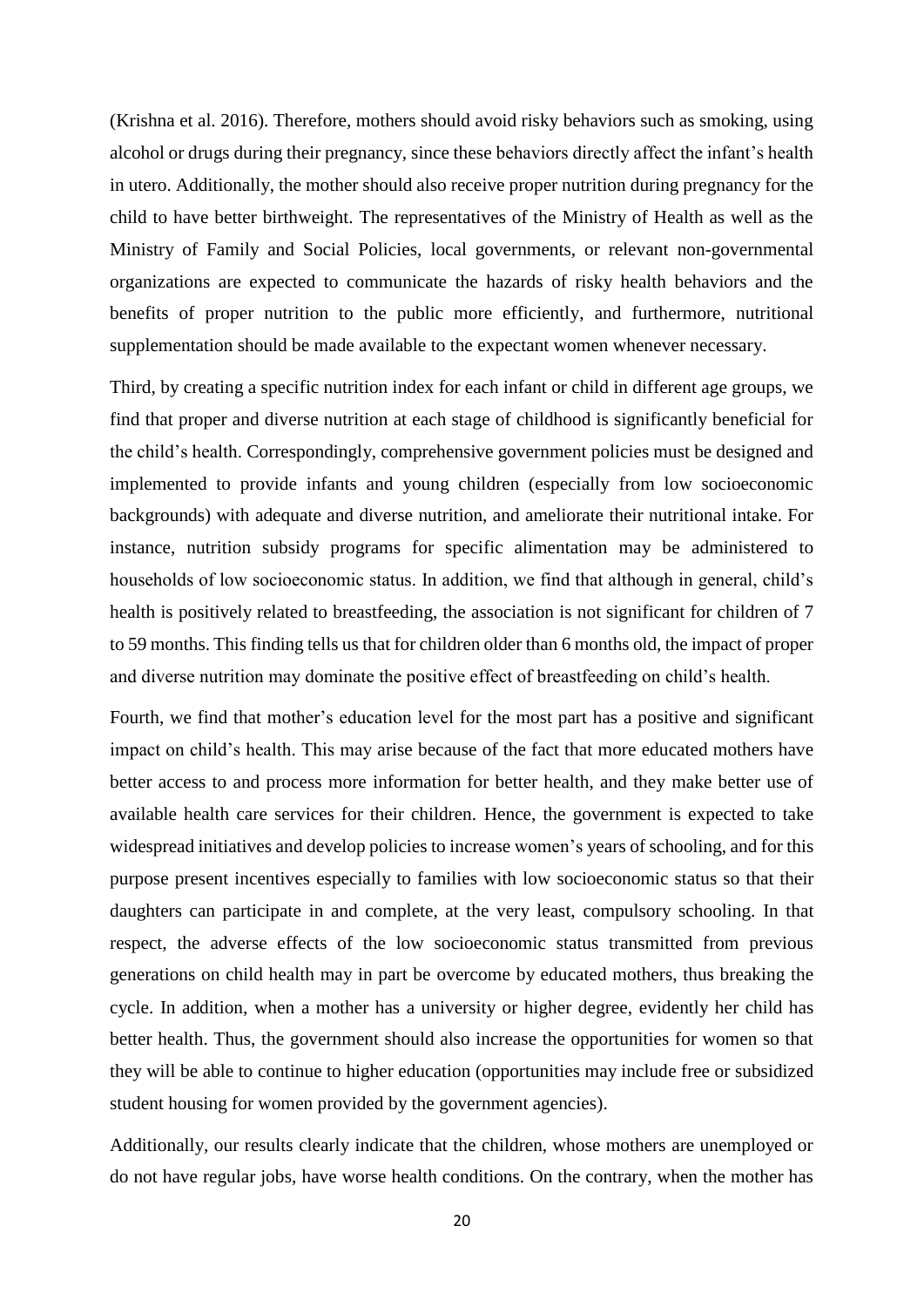(Krishna et al. 2016). Therefore, mothers should avoid risky behaviors such as smoking, using alcohol or drugs during their pregnancy, since these behaviors directly affect the infant's health in utero. Additionally, the mother should also receive proper nutrition during pregnancy for the child to have better birthweight. The representatives of the Ministry of Health as well as the Ministry of Family and Social Policies, local governments, or relevant non-governmental organizations are expected to communicate the hazards of risky health behaviors and the benefits of proper nutrition to the public more efficiently, and furthermore, nutritional supplementation should be made available to the expectant women whenever necessary.

Third, by creating a specific nutrition index for each infant or child in different age groups, we find that proper and diverse nutrition at each stage of childhood is significantly beneficial for the child's health. Correspondingly, comprehensive government policies must be designed and implemented to provide infants and young children (especially from low socioeconomic backgrounds) with adequate and diverse nutrition, and ameliorate their nutritional intake. For instance, nutrition subsidy programs for specific alimentation may be administered to households of low socioeconomic status. In addition, we find that although in general, child's health is positively related to breastfeeding, the association is not significant for children of 7 to 59 months. This finding tells us that for children older than 6 months old, the impact of proper and diverse nutrition may dominate the positive effect of breastfeeding on child's health.

Fourth, we find that mother's education level for the most part has a positive and significant impact on child's health. This may arise because of the fact that more educated mothers have better access to and process more information for better health, and they make better use of available health care services for their children. Hence, the government is expected to take widespread initiatives and develop policies to increase women's years of schooling, and for this purpose present incentives especially to families with low socioeconomic status so that their daughters can participate in and complete, at the very least, compulsory schooling. In that respect, the adverse effects of the low socioeconomic status transmitted from previous generations on child health may in part be overcome by educated mothers, thus breaking the cycle. In addition, when a mother has a university or higher degree, evidently her child has better health. Thus, the government should also increase the opportunities for women so that they will be able to continue to higher education (opportunities may include free or subsidized student housing for women provided by the government agencies).

Additionally, our results clearly indicate that the children, whose mothers are unemployed or do not have regular jobs, have worse health conditions. On the contrary, when the mother has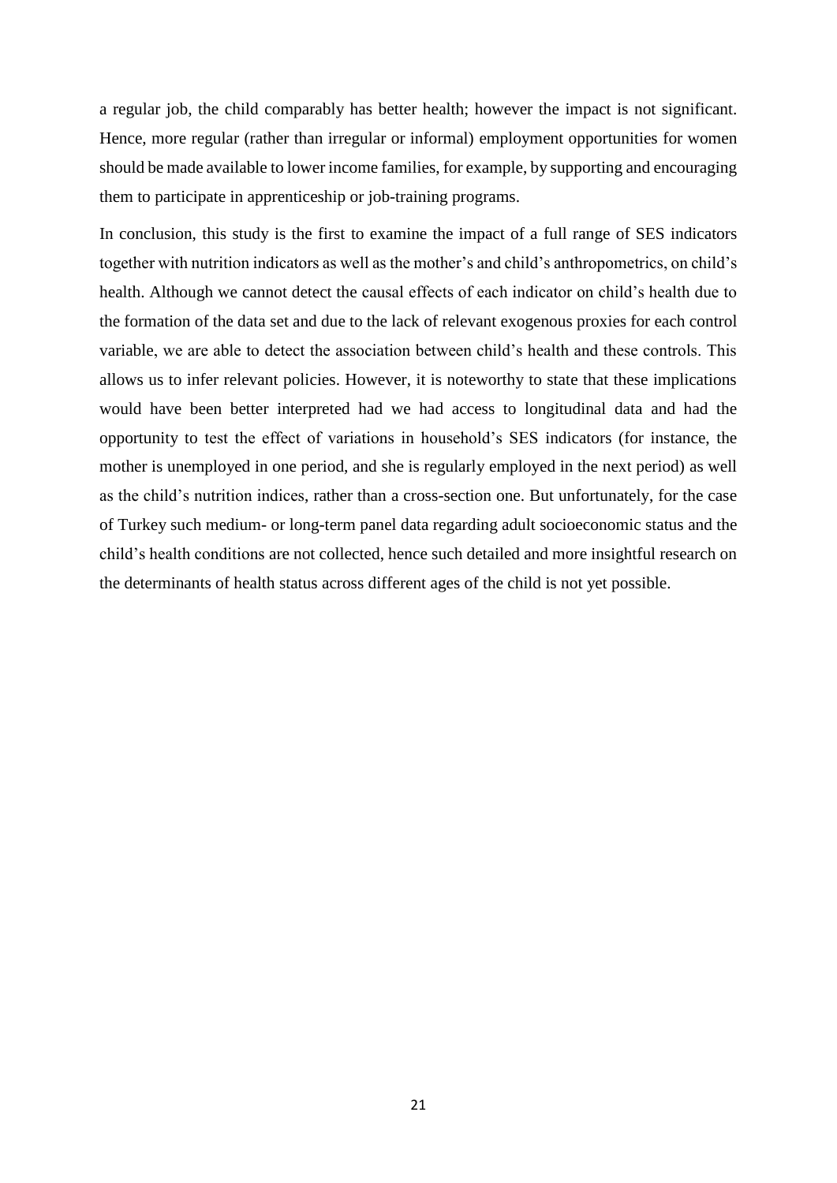a regular job, the child comparably has better health; however the impact is not significant. Hence, more regular (rather than irregular or informal) employment opportunities for women should be made available to lower income families, for example, by supporting and encouraging them to participate in apprenticeship or job-training programs.

In conclusion, this study is the first to examine the impact of a full range of SES indicators together with nutrition indicators as well as the mother's and child's anthropometrics, on child's health. Although we cannot detect the causal effects of each indicator on child's health due to the formation of the data set and due to the lack of relevant exogenous proxies for each control variable, we are able to detect the association between child's health and these controls. This allows us to infer relevant policies. However, it is noteworthy to state that these implications would have been better interpreted had we had access to longitudinal data and had the opportunity to test the effect of variations in household's SES indicators (for instance, the mother is unemployed in one period, and she is regularly employed in the next period) as well as the child's nutrition indices, rather than a cross-section one. But unfortunately, for the case of Turkey such medium- or long-term panel data regarding adult socioeconomic status and the child's health conditions are not collected, hence such detailed and more insightful research on the determinants of health status across different ages of the child is not yet possible.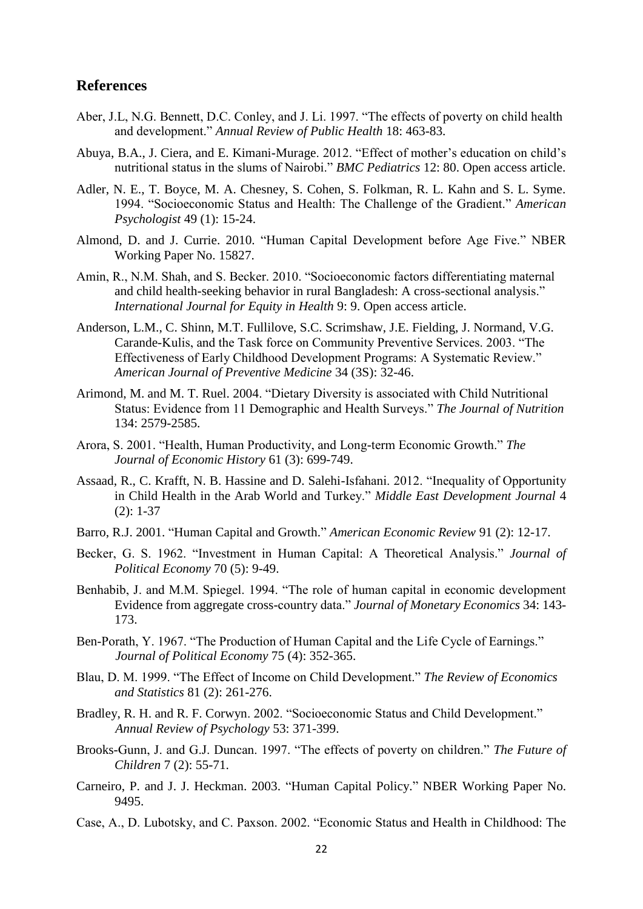## References

Aber, J.L, N.G. Bennett, D.C. Conley, and J. Li. 1997. "The effects of poverty on child health and development." *Annual Review of Public Health* 18: 463-83.

Abuya, B.A., J. Ciera, and E. Kimani-Murage. 2012. "Effect of mother's education on child's nutritional status in the slums of Nairobi." *BMC Pediatrics* 12: 80. Open access article.

Adler, N. E., T. Boyce, M. A. Chesney, S. Cohen, S. Folkman, R. L. Kahn and S. L. Syme. 1994. "Socioeconomic Status and Health: The Challenge of the Gradient." *American Psychologist* 49 (1): 15-24.

Almond, D. and J. Currie. 2010. "Human Capital Development before Age Five." NBER Working Paper No. 15827.

Amin, R., N.M. Shah, and S. Becker. 2010. "Socioeconomic factors differentiating maternal and child health-seeking behavior in rural Bangladesh: A cross-sectional analysis." *International Journal for Equity in Health* 9: 9. Open access article.

Anderson, L.M., C. Shinn, M.T. Fullilove, S.C. Scrimshaw, J.E. Fielding, J. Normand, V.G. Carande-Kulis, and the Task force on Community Preventive Services. 2003. "The Effectiveness of Early Childhood Development Programs: A Systematic Review." *American Journal of Preventive Medicine* 34 (3S): 32-46.

Arimond, M. and M. T. Ruel. 2004. "Dietary Diversity is associated with Child Nutritional Status: Evidence from 11 Demographic and Health Surveys." *The Journal of Nutrition* 134: 2579-2585.

Arora, S. 2001. "Health, Human Productivity, and Long-term Economic Growth." *The Journal of Economic History* 61 (3): 699-749.

Assaad, R., C. Krafft, N. B. Hassine and D. Salehi-Isfahani. 2012. "Inequality of Opportunity in Child Health in the Arab World and Turkey." *Middle East Development Journal* 4 (2): 1-37

Barro, R.J. 2001. "Human Capital and Growth." *American Economic Review* 91 (2): 12-17.

Becker, G. S. 1962. "Investment in Human Capital: A Theoretical Analysis." *Journal of Political Economy* 70 (5): 9-49.

Benhabib, J. and M.M. Spiegel. 1994. "The role of human capital in economic development Evidence from aggregate cross-country data." *Journal of Monetary Economics* 34: 143-173.

Ben-Porath, Y. 1967. "The Production of Human Capital and the Life Cycle of Earnings." *Journal of Political Economy* 75 (4): 352-365.

Blau, D. M. 1999. "The Effect of Income on Child Development." *The Review of Economics and Statistics* 81 (2): 261-276.

Bradley, R. H. and R. F. Corwyn. 2002. "Socioeconomic Status and Child Development." *Annual Review of Psychology* 53: 371-399.

Brooks-Gunn, J. and G.J. Duncan. 1997. "The effects of poverty on children." *The Future of Children* 7 (2): 55-71.

Carneiro, P. and J. J. Heckman. 2003. "Human Capital Policy." NBER Working Paper No. 9495.

Case, A., D. Lubotsky, and C. Paxson. 2002. "Economic Status and Health in Childhood: The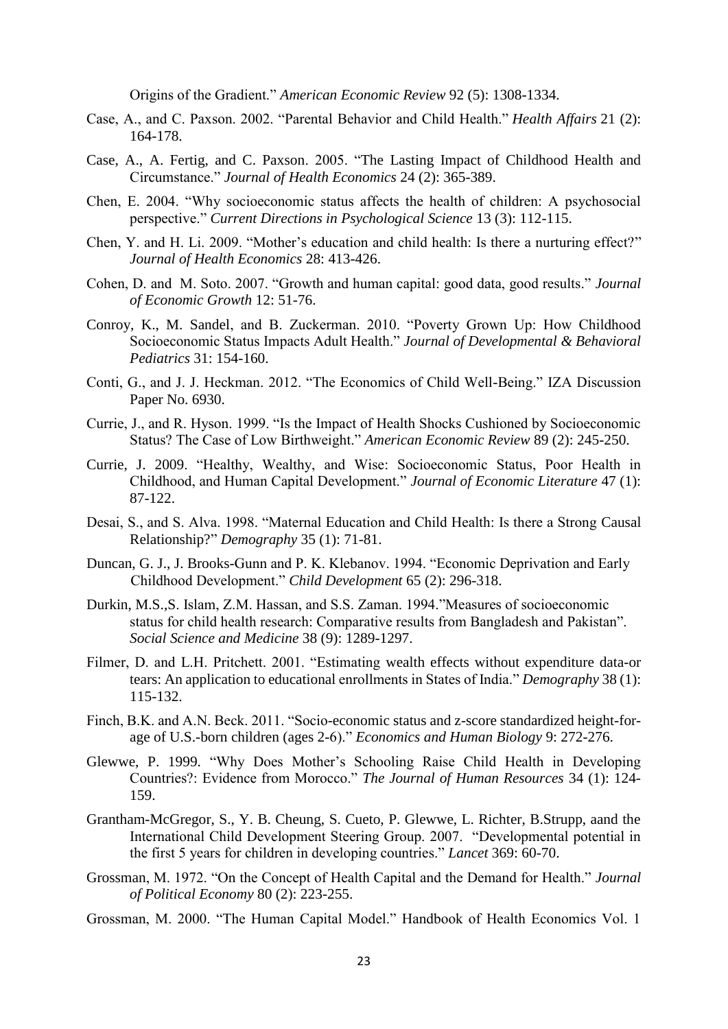Origins of the Gradient." *American Economic Review* 92 (5): 1308-1334.

Case, A., and C. Paxson. 2002. "Parental Behavior and Child Health." *Health Affairs* 21 (2): 164-178.

Case, A., A. Fertig, and C. Paxson. 2005. "The Lasting Impact of Childhood Health and Circumstance." *Journal of Health Economics* 24 (2): 365-389.

Chen, E. 2004. "Why socioeconomic status affects the health of children: A psychosocial perspective." *Current Directions in Psychological Science* 13 (3): 112-115.

Chen, Y. and H. Li. 2009. "Mother's education and child health: Is there a nurturing effect?" *Journal of Health Economics* 28: 413-426.

Cohen, D. and M. Soto. 2007. "Growth and human capital: good data, good results." *Journal of Economic Growth* 12: 51-76.

Conroy, K., M. Sandel, and B. Zuckerman. 2010. "Poverty Grown Up: How Childhood Socioeconomic Status Impacts Adult Health." *Journal of Developmental & Behavioral Pediatrics* 31: 154-160.

Conti, G., and J. J. Heckman. 2012. "The Economics of Child Well-Being." IZA Discussion Paper No. 6930.

Currie, J., and R. Hyson. 1999. "Is the Impact of Health Shocks Cushioned by Socioeconomic Status? The Case of Low Birthweight." *American Economic Review* 89 (2): 245-250.

Currie, J. 2009. "Healthy, Wealthy, and Wise: Socioeconomic Status, Poor Health in Childhood, and Human Capital Development." *Journal of Economic Literature* 47 (1): 87-122.

Desai, S., and S. Alva. 1998. "Maternal Education and Child Health: Is there a Strong Causal Relationship?" *Demography* 35 (1): 71-81.

Duncan, G. J., J. Brooks-Gunn and P. K. Klebanov. 1994. "Economic Deprivation and Early Childhood Development." *Child Development* 65 (2): 296-318.

Durkin, M.S.,S. Islam, Z.M. Hassan, and S.S. Zaman. 1994."Measures of socioeconomic status for child health research: Comparative results from Bangladesh and Pakistan". *Social Science and Medicine* 38 (9): 1289-1297.

Filmer, D. and L.H. Pritchett. 2001. "Estimating wealth effects without expenditure data-or tears: An application to educational enrollments in States of India." *Demography* 38 (1): 115-132.

Finch, B.K. and A.N. Beck. 2011. "Socio-economic status and z-score standardized height-for-age of U.S.-born children (ages 2-6)." *Economics and Human Biology* 9: 272-276.

Glewwe, P. 1999. "Why Does Mother's Schooling Raise Child Health in Developing Countries?: Evidence from Morocco." *The Journal of Human Resources* 34 (1): 124-159.

Grantham-McGregor, S., Y. B. Cheung, S. Cueto, P. Glewwe, L. Richter, B.Strupp, aand the International Child Development Steering Group. 2007. "Developmental potential in the first 5 years for children in developing countries." *Lancet* 369: 60-70.

Grossman, M. 1972. "On the Concept of Health Capital and the Demand for Health." *Journal of Political Economy* 80 (2): 223-255.

Grossman, M. 2000. "The Human Capital Model." Handbook of Health Economics Vol. 1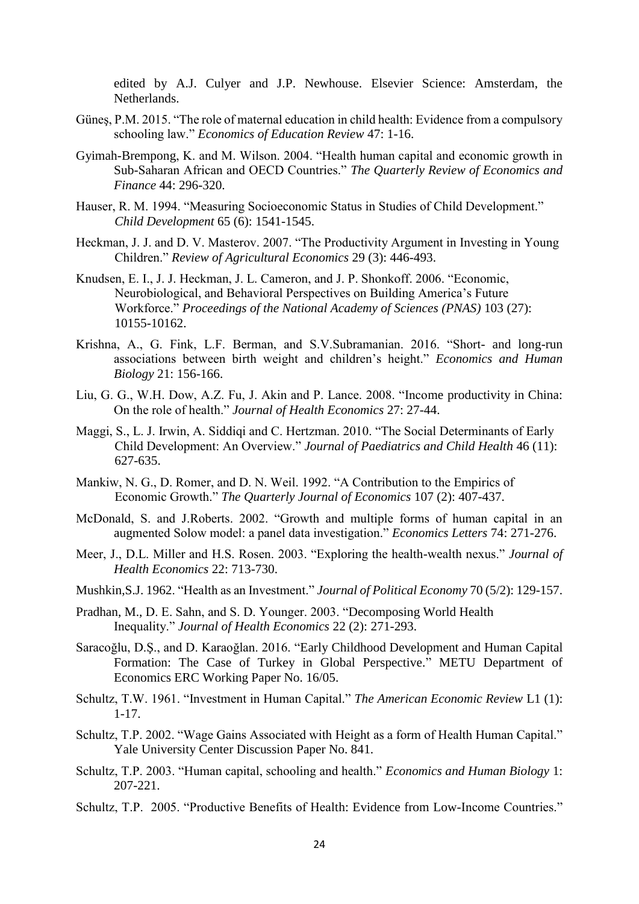edited by A.J. Culyer and J.P. Newhouse. Elsevier Science: Amsterdam, the Netherlands.

Güneş, P.M. 2015. "The role of maternal education in child health: Evidence from a compulsory schooling law." *Economics of Education Review* 47: 1-16.

Gyimah-Brempong, K. and M. Wilson. 2004. "Health human capital and economic growth in Sub-Saharan African and OECD Countries." *The Quarterly Review of Economics and Finance* 44: 296-320.

Hauser, R. M. 1994. "Measuring Socioeconomic Status in Studies of Child Development." *Child Development* 65 (6): 1541-1545.

Heckman, J. J. and D. V. Masterov. 2007. "The Productivity Argument in Investing in Young Children." *Review of Agricultural Economics* 29 (3): 446-493.

Knudsen, E. I., J. J. Heckman, J. L. Cameron, and J. P. Shonkoff. 2006. "Economic, Neurobiological, and Behavioral Perspectives on Building America's Future Workforce." *Proceedings of the National Academy of Sciences (PNAS)* 103 (27): 10155-10162.

Krishna, A., G. Fink, L.F. Berman, and S.V.Subramanian. 2016. "Short- and long-run associations between birth weight and children's height." *Economics and Human Biology* 21: 156-166.

Liu, G. G., W.H. Dow, A.Z. Fu, J. Akin and P. Lance. 2008. "Income productivity in China: On the role of health." *Journal of Health Economics* 27: 27-44.

Maggi, S., L. J. Irwin, A. Siddiqi and C. Hertzman. 2010. "The Social Determinants of Early Child Development: An Overview." *Journal of Paediatrics and Child Health* 46 (11): 627-635.

Mankiw, N. G., D. Romer, and D. N. Weil. 1992. "A Contribution to the Empirics of Economic Growth." *The Quarterly Journal of Economics* 107 (2): 407-437.

McDonald, S. and J.Roberts. 2002. "Growth and multiple forms of human capital in an augmented Solow model: a panel data investigation." *Economics Letters* 74: 271-276.

Meer, J., D.L. Miller and H.S. Rosen. 2003. "Exploring the health-wealth nexus." *Journal of Health Economics* 22: 713-730.

Mushkin,S.J. 1962. "Health as an Investment." *Journal of Political Economy* 70 (5/2): 129-157.

Pradhan, M., D. E. Sahn, and S. D. Younger. 2003. "Decomposing World Health Inequality." *Journal of Health Economics* 22 (2): 271-293.

Saracoğlu, D.Ş., and D. Karaoğlan. 2016. "Early Childhood Development and Human Capital Formation: The Case of Turkey in Global Perspective." METU Department of Economics ERC Working Paper No. 16/05.

Schultz, T.W. 1961. "Investment in Human Capital." *The American Economic Review* L1 (1): 1-17.

Schultz, T.P. 2002. "Wage Gains Associated with Height as a form of Health Human Capital." Yale University Center Discussion Paper No. 841.

Schultz, T.P. 2003. "Human capital, schooling and health." *Economics and Human Biology* 1: 207-221.

Schultz, T.P. 2005. "Productive Benefits of Health: Evidence from Low-Income Countries."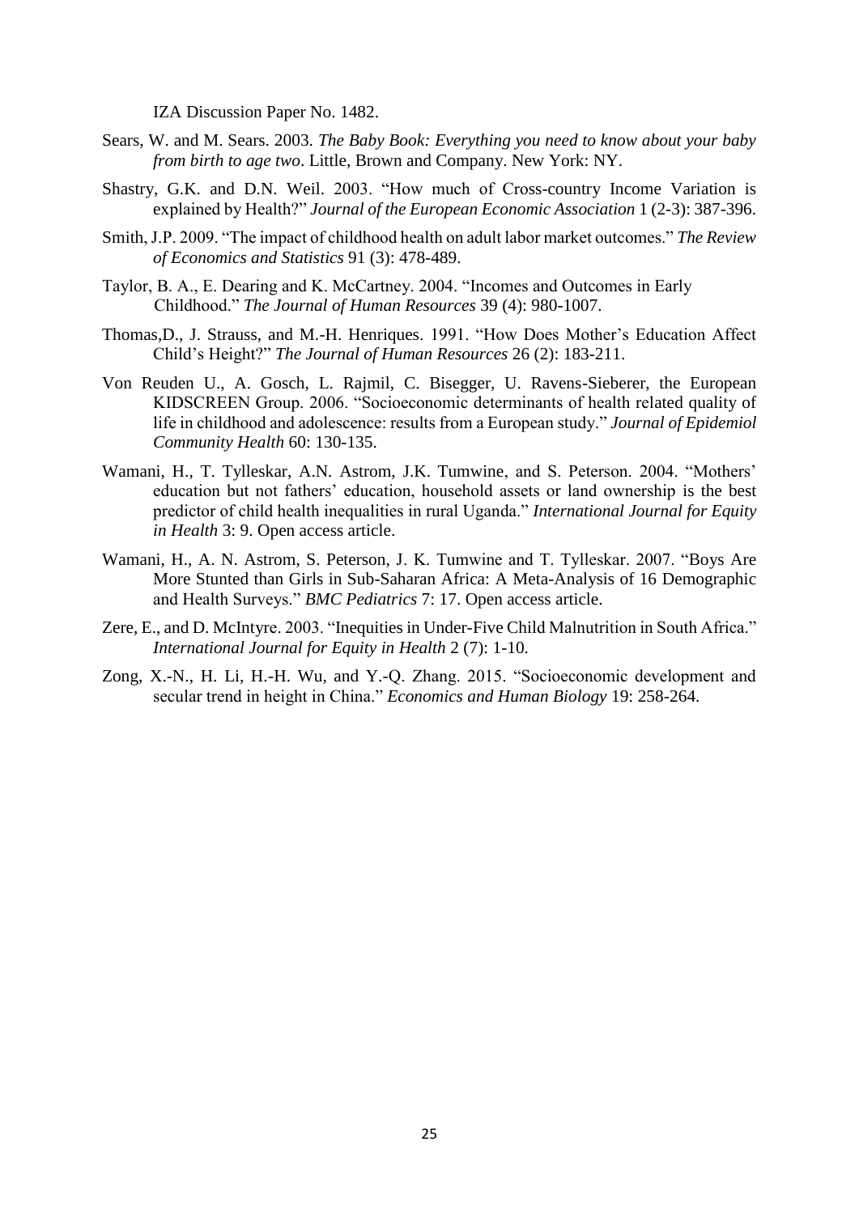IZA Discussion Paper No. 1482.

Sears, W. and M. Sears. 2003. *The Baby Book: Everything you need to know about your baby from birth to age two*. Little, Brown and Company. New York: NY.

Shastry, G.K. and D.N. Weil. 2003. "How much of Cross-country Income Variation is explained by Health?" *Journal of the European Economic Association* 1 (2-3): 387-396.

Smith, J.P. 2009. "The impact of childhood health on adult labor market outcomes." *The Review of Economics and Statistics* 91 (3): 478-489.

Taylor, B. A., E. Dearing and K. McCartney. 2004. "Incomes and Outcomes in Early Childhood." *The Journal of Human Resources* 39 (4): 980-1007.

Thomas,D., J. Strauss, and M.-H. Henriques. 1991. "How Does Mother's Education Affect Child's Height?" *The Journal of Human Resources* 26 (2): 183-211.

Von Reuden U., A. Gosch, L. Rajmil, C. Bisegger, U. Ravens-Sieberer, the European KIDSCREEN Group. 2006. "Socioeconomic determinants of health related quality of life in childhood and adolescence: results from a European study." *Journal of Epidemiol Community Health* 60: 130-135.

Wamani, H., T. Tylleskar, A.N. Astrom, J.K. Tumwine, and S. Peterson. 2004. "Mothers' education but not fathers' education, household assets or land ownership is the best predictor of child health inequalities in rural Uganda." *International Journal for Equity in Health* 3: 9. Open access article.

Wamani, H., A. N. Astrom, S. Peterson, J. K. Tumwine and T. Tylleskar. 2007. "Boys Are More Stunted than Girls in Sub-Saharan Africa: A Meta-Analysis of 16 Demographic and Health Surveys." *BMC Pediatrics* 7: 17. Open access article.

Zere, E., and D. McIntyre. 2003. "Inequities in Under-Five Child Malnutrition in South Africa." *International Journal for Equity in Health* 2 (7): 1-10.

Zong, X.-N., H. Li, H.-H. Wu, and Y.-Q. Zhang. 2015. "Socioeconomic development and secular trend in height in China." *Economics and Human Biology* 19: 258-264.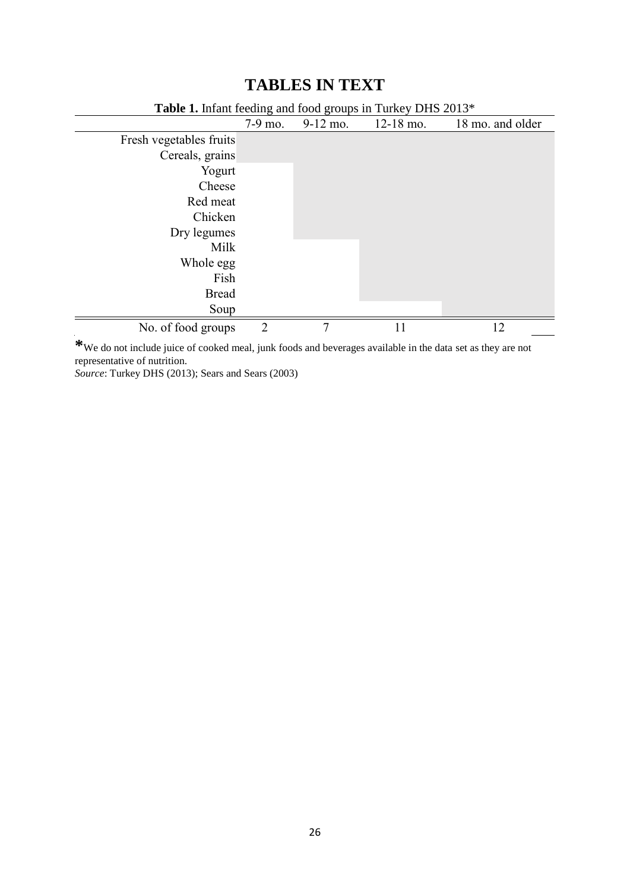# TABLES IN TEXT

**Table 1.** Infant feeding and food groups in Turkey DHS 2013*

| | 7-9 mo. | 9-12 mo. | 12-18 mo. | 18 mo. and older |
|---|---|---|---|---|
| Fresh vegetables fruits | | | | |
| Cereals, grains | | | | |
| Yogurt | | | | |
| Cheese | | | | |
| Red meat | | | | |
| Chicken | | | | |
| Dry legumes | | | | |
| Milk | | | | |
| Whole egg | | | | |
| Fish | | | | |
| Bread | | | | |
| Soup | | | | |
| No. of food groups | 2 | 7 | 11 | 12 |

*We do not include juice of cooked meal, junk foods and beverages available in the data set as they are not representative of nutrition.

*Source*: Turkey DHS (2013); Sears and Sears (2003)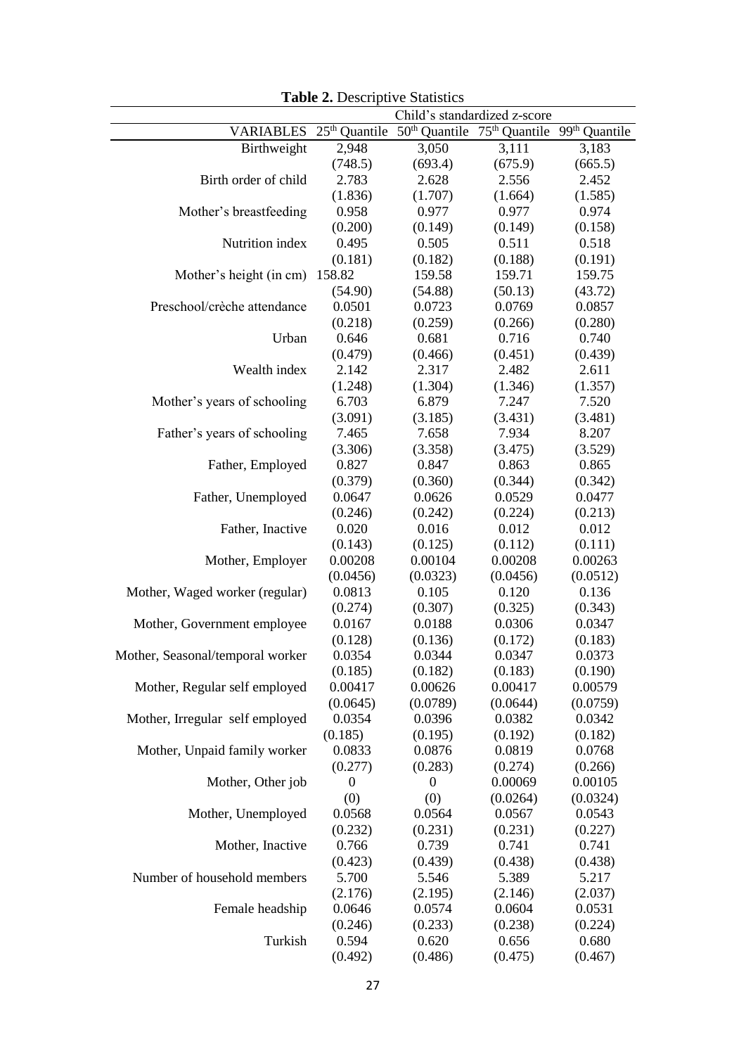**Table 2.** Descriptive Statistics

| | Child's standardized z-score | | | |
|---|---|---|---|---|
| VARIABLES | 25th Quantile | 50th Quantile | 75th Quantile | 99th Quantile |
| Birthweight | 2,948 | 3,050 | 3,111 | 3,183 |
| | (748.5) | (693.4) | (675.9) | (665.5) |
| Birth order of child | 2.783 | 2.628 | 2.556 | 2.452 |
| | (1.836) | (1.707) | (1.664) | (1.585) |
| Mother's breastfeeding | 0.958 | 0.977 | 0.977 | 0.974 |
| | (0.200) | (0.149) | (0.149) | (0.158) |
| Nutrition index | 0.495 | 0.505 | 0.511 | 0.518 |
| | (0.181) | (0.182) | (0.188) | (0.191) |
| Mother's height (in cm) | 158.82 | 159.58 | 159.71 | 159.75 |
| | (54.90) | (54.88) | (50.13) | (43.72) |
| Preschool/crèche attendance | 0.0501 | 0.0723 | 0.0769 | 0.0857 |
| | (0.218) | (0.259) | (0.266) | (0.280) |
| Urban | 0.646 | 0.681 | 0.716 | 0.740 |
| | (0.479) | (0.466) | (0.451) | (0.439) |
| Wealth index | 2.142 | 2.317 | 2.482 | 2.611 |
| | (1.248) | (1.304) | (1.346) | (1.357) |
| Mother's years of schooling | 6.703 | 6.879 | 7.247 | 7.520 |
| | (3.091) | (3.185) | (3.431) | (3.481) |
| Father's years of schooling | 7.465 | 7.658 | 7.934 | 8.207 |
| | (3.306) | (3.358) | (3.475) | (3.529) |
| Father, Employed | 0.827 | 0.847 | 0.863 | 0.865 |
| | (0.379) | (0.360) | (0.344) | (0.342) |
| Father, Unemployed | 0.0647 | 0.0626 | 0.0529 | 0.0477 |
| | (0.246) | (0.242) | (0.224) | (0.213) |
| Father, Inactive | 0.020 | 0.016 | 0.012 | 0.012 |
| | (0.143) | (0.125) | (0.112) | (0.111) |
| Mother, Employer | 0.00208 | 0.00104 | 0.00208 | 0.00263 |
| | (0.0456) | (0.0323) | (0.0456) | (0.0512) |
| Mother, Waged worker (regular) | 0.0813 | 0.105 | 0.120 | 0.136 |
| | (0.274) | (0.307) | (0.325) | (0.343) |
| Mother, Government employee | 0.0167 | 0.0188 | 0.0306 | 0.0347 |
| | (0.128) | (0.136) | (0.172) | (0.183) |
| Mother, Seasonal/temporal worker | 0.0354 | 0.0344 | 0.0347 | 0.0373 |
| | (0.185) | (0.182) | (0.183) | (0.190) |
| Mother, Regular self employed | 0.00417 | 0.00626 | 0.00417 | 0.00579 |
| | (0.0645) | (0.0789) | (0.0644) | (0.0759) |
| Mother, Irregular self employed | 0.0354 | 0.0396 | 0.0382 | 0.0342 |
| | (0.185) | (0.195) | (0.192) | (0.182) |
| Mother, Unpaid family worker | 0.0833 | 0.0876 | 0.0819 | 0.0768 |
| | (0.277) | (0.283) | (0.274) | (0.266) |
| Mother, Other job | 0 | 0 | 0.00069 | 0.00105 |
| | (0) | (0) | (0.0264) | (0.0324) |
| Mother, Unemployed | 0.0568 | 0.0564 | 0.0567 | 0.0543 |
| | (0.232) | (0.231) | (0.231) | (0.227) |
| Mother, Inactive | 0.766 | 0.739 | 0.741 | 0.741 |
| | (0.423) | (0.439) | (0.438) | (0.438) |
| Number of household members | 5.700 | 5.546 | 5.389 | 5.217 |
| | (2.176) | (2.195) | (2.146) | (2.037) |
| Female headship | 0.0646 | 0.0574 | 0.0604 | 0.0531 |
| | (0.246) | (0.233) | (0.238) | (0.224) |
| Turkish | 0.594 | 0.620 | 0.656 | 0.680 |
| | (0.492) | (0.486) | (0.475) | (0.467) |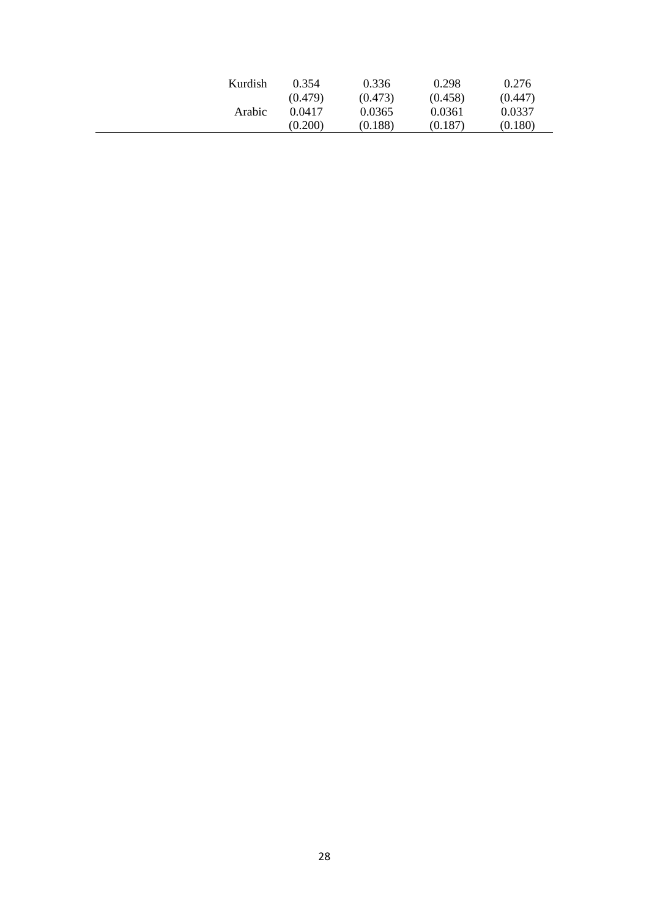| | | | | |
|---|---|---|---|---|
| Kurdish | 0.354 | 0.336 | 0.298 | 0.276 |
| | (0.479) | (0.473) | (0.458) | (0.447) |
| Arabic | 0.0417 | 0.0365 | 0.0361 | 0.0337 |
| | (0.200) | (0.188) | (0.187) | (0.180) |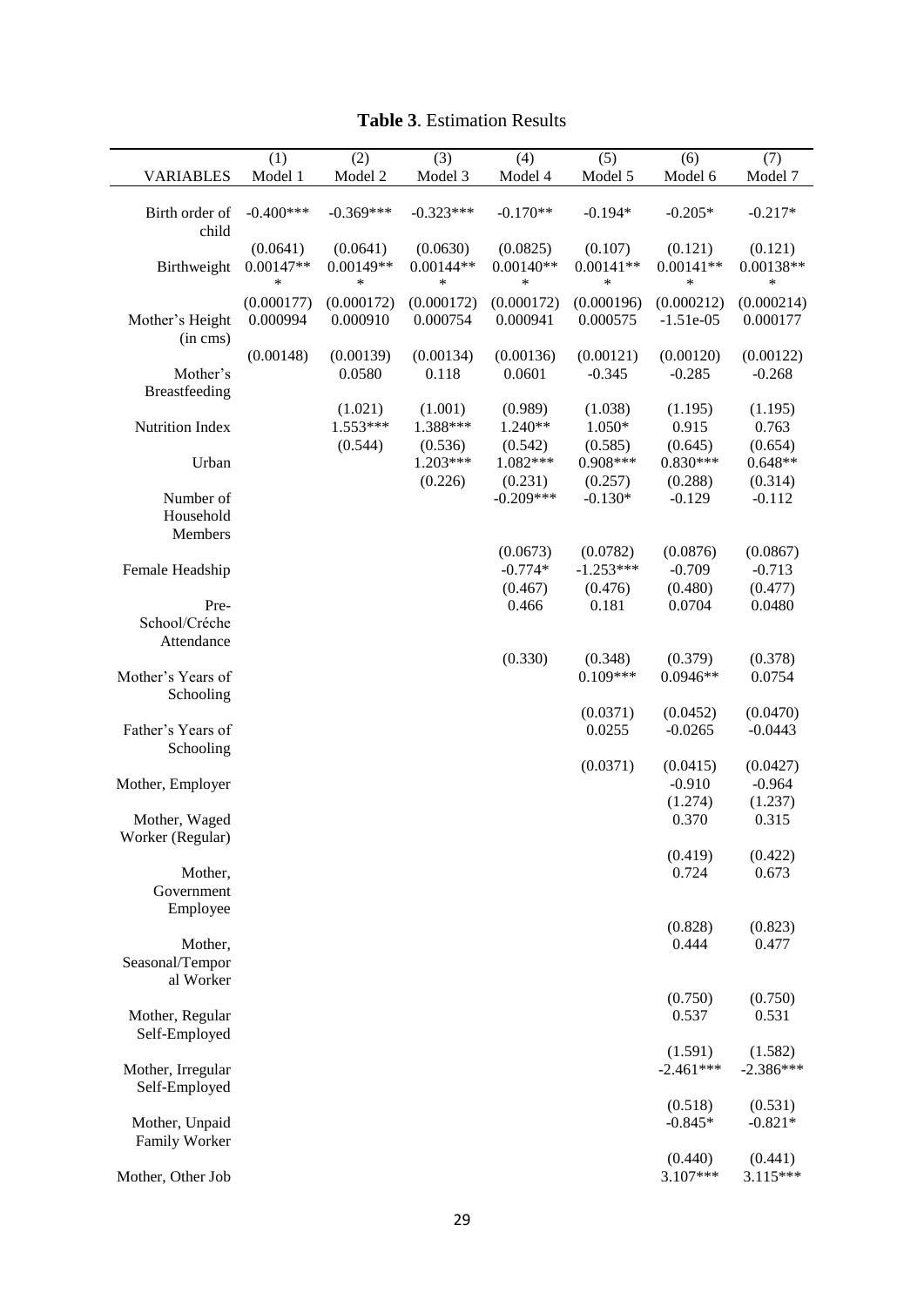**Table 3**. Estimation Results

| VARIABLES | (1) Model 1 | (2) Model 2 | (3) Model 3 | (4) Model 4 | (5) Model 5 | (6) Model 6 | (7) Model 7 |
|---|---|---|---|---|---|---|---|
| Birth order of child | -0.400*** | -0.369*** | -0.323*** | -0.170** | -0.194* | -0.205* | -0.217* |
| | (0.0641) | (0.0641) | (0.0630) | (0.0825) | (0.107) | (0.121) | (0.121) |
| Birthweight | 0.00147*** | 0.00149*** | 0.00144*** | 0.00140*** | 0.00141*** | 0.00141*** | 0.00138*** |
| | (0.000177) | (0.000172) | (0.000172) | (0.000172) | (0.000196) | (0.000212) | (0.000214) |
| Mother's Height (in cms) | 0.000994 | 0.000910 | 0.000754 | 0.000941 | 0.000575 | -1.51e-05 | 0.000177 |
| | (0.00148) | (0.00139) | (0.00134) | (0.00136) | (0.00121) | (0.00120) | (0.00122) |
| Mother's Breastfeeding | | 0.0580 | 0.118 | 0.0601 | -0.345 | -0.285 | -0.268 |
| | | (1.021) | (1.001) | (0.989) | (1.038) | (1.195) | (1.195) |
| Nutrition Index | | 1.553*** | 1.388*** | 1.240** | 1.050* | 0.915 | 0.763 |
| | | (0.544) | (0.536) | (0.542) | (0.585) | (0.645) | (0.654) |
| Urban | | | 1.203*** | 1.082*** | 0.908*** | 0.830*** | 0.648** |
| | | | (0.226) | (0.231) | (0.257) | (0.288) | (0.314) |
| Number of Household Members | | | | -0.209*** | -0.130* | -0.129 | -0.112 |
| | | | | (0.0673) | (0.0782) | (0.0876) | (0.0867) |
| Female Headship | | | | -0.774* | -1.253*** | -0.709 | -0.713 |
| | | | | (0.467) | (0.476) | (0.480) | (0.477) |
| Pre-School/Créche Attendance | | | | 0.466 | 0.181 | 0.0704 | 0.0480 |
| | | | | (0.330) | (0.348) | (0.379) | (0.378) |
| Mother's Years of Schooling | | | | | 0.109*** | 0.0946** | 0.0754 |
| | | | | | (0.0371) | (0.0452) | (0.0470) |
| Father's Years of Schooling | | | | | 0.0255 | -0.0265 | -0.0443 |
| | | | | | (0.0371) | (0.0415) | (0.0427) |
| Mother, Employer | | | | | | -0.910 | -0.964 |
| | | | | | | (1.274) | (1.237) |
| Mother, Waged Worker (Regular) | | | | | | 0.370 | 0.315 |
| | | | | | | (0.419) | (0.422) |
| Mother, Government Employee | | | | | | 0.724 | 0.673 |
| | | | | | | (0.828) | (0.823) |
| Mother, Seasonal/Temporal Worker | | | | | | 0.444 | 0.477 |
| | | | | | | (0.750) | (0.750) |
| Mother, Regular Self-Employed | | | | | | 0.537 | 0.531 |
| | | | | | | (1.591) | (1.582) |
| Mother, Irregular Self-Employed | | | | | | -2.461*** | -2.386*** |
| | | | | | | (0.518) | (0.531) |
| Mother, Unpaid Family Worker | | | | | | -0.845* | -0.821* |
| | | | | | | (0.440) | (0.441) |
| Mother, Other Job | | | | | | 3.107*** | 3.115*** |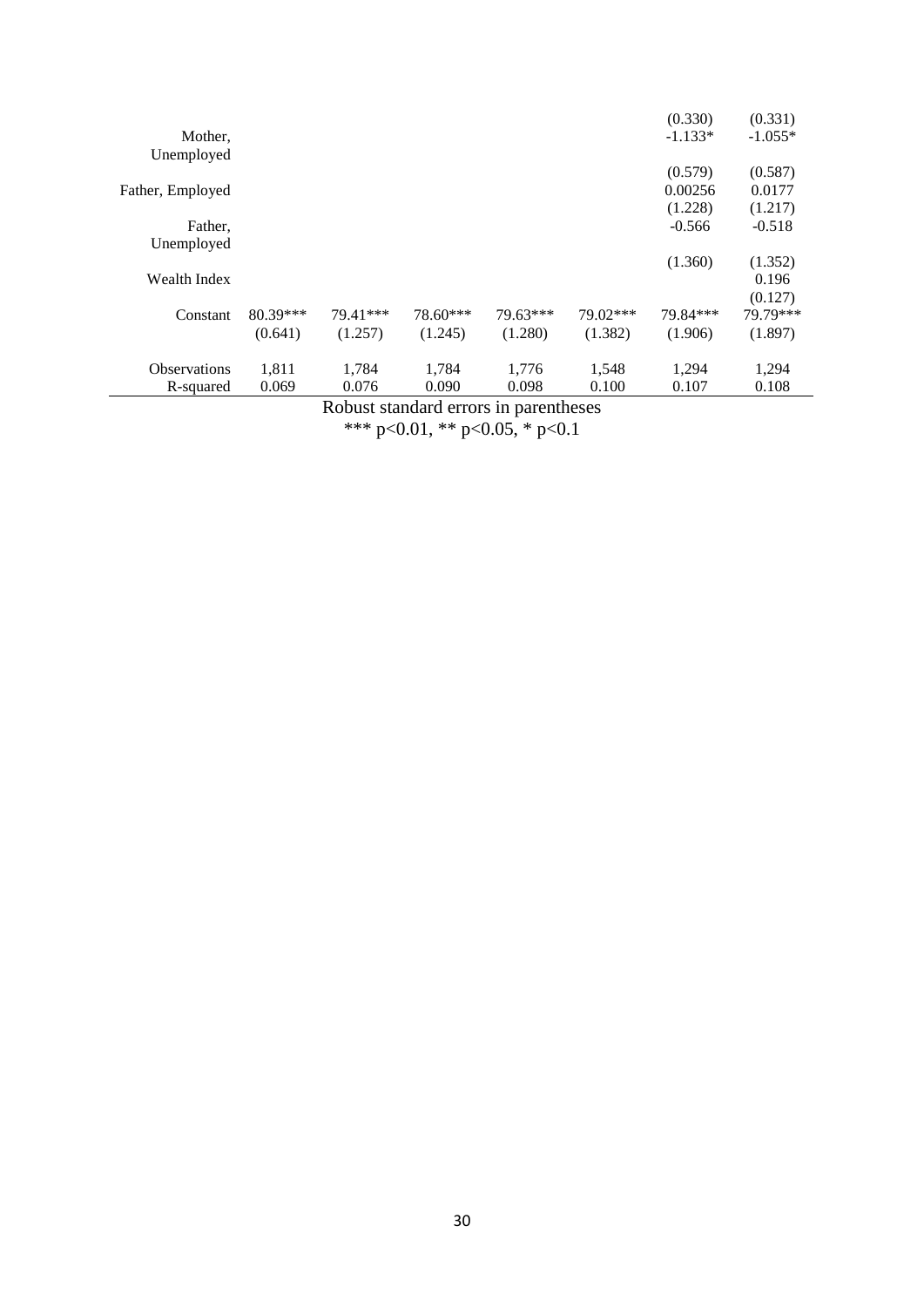| | | | | | | | |
|---|---|---|---|---|---|---|---|
| | | | | | | (0.330) | (0.331) |
| Mother, Unemployed | | | | | | -1.133* | -1.055* |
| | | | | | | (0.579) | (0.587) |
| Father, Employed | | | | | | 0.00256 | 0.0177 |
| | | | | | | (1.228) | (1.217) |
| Father, Unemployed | | | | | | -0.566 | -0.518 |
| | | | | | | (1.360) | (1.352) |
| Wealth Index | | | | | | | 0.196 |
| | | | | | | | (0.127) |
| Constant | 80.39*** | 79.41*** | 78.60*** | 79.63*** | 79.02*** | 79.84*** | 79.79*** |
| | (0.641) | (1.257) | (1.245) | (1.280) | (1.382) | (1.906) | (1.897) |
| Observations | 1,811 | 1,784 | 1,784 | 1,776 | 1,548 | 1,294 | 1,294 |
| R-squared | 0.069 | 0.076 | 0.090 | 0.098 | 0.100 | 0.107 | 0.108 |

Robust standard errors in parentheses

*** p<0.01, ** p<0.05, * p<0.1